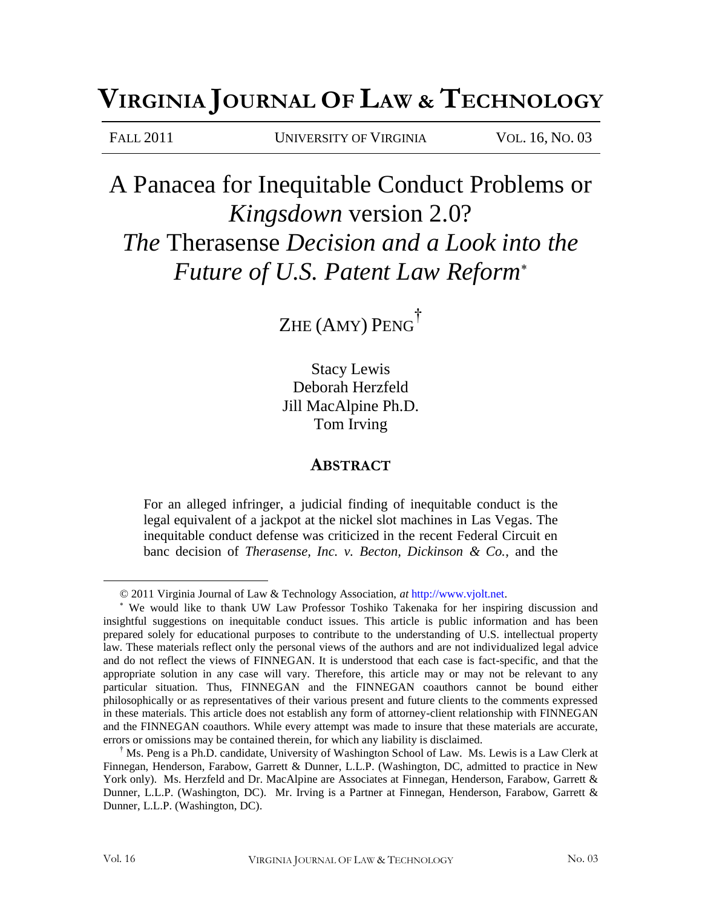# VIRGINIA JOURNAL OF LAW & TECHNOLOGY

FALL 2011 UNIVERSITY OF VIRGINIA VOL. 16, NO. 03

# A Panacea for Inequitable Conduct Problems or *Kingsdown* version 2.0? *The* Therasense *Decision and a Look into the Future of U.S. Patent Law Reform*[*]

ZHE (AMY) PENG[†]

Stacy Lewis
Deborah Herzfeld
Jill MacAlpine Ph.D.
Tom Irving

## ABSTRACT

For an alleged infringer, a judicial finding of inequitable conduct is the legal equivalent of a jackpot at the nickel slot machines in Las Vegas. The inequitable conduct defense was criticized in the recent Federal Circuit en banc decision of *Therasense, Inc. v. Becton, Dickinson & Co.*, and the

---

© 2011 Virginia Journal of Law & Technology Association, *at* http://www.vjolt.net.

[*] We would like to thank UW Law Professor Toshiko Takenaka for her inspiring discussion and insightful suggestions on inequitable conduct issues. This article is public information and has been prepared solely for educational purposes to contribute to the understanding of U.S. intellectual property law. These materials reflect only the personal views of the authors and are not individualized legal advice and do not reflect the views of FINNEGAN. It is understood that each case is fact-specific, and that the appropriate solution in any case will vary. Therefore, this article may or may not be relevant to any particular situation. Thus, FINNEGAN and the FINNEGAN coauthors cannot be bound either philosophically or as representatives of their various present and future clients to the comments expressed in these materials. This article does not establish any form of attorney-client relationship with FINNEGAN and the FINNEGAN coauthors. While every attempt was made to insure that these materials are accurate, errors or omissions may be contained therein, for which any liability is disclaimed.

[†] Ms. Peng is a Ph.D. candidate, University of Washington School of Law. Ms. Lewis is a Law Clerk at Finnegan, Henderson, Farabow, Garrett & Dunner, L.L.P. (Washington, DC, admitted to practice in New York only). Ms. Herzfeld and Dr. MacAlpine are Associates at Finnegan, Henderson, Farabow, Garrett & Dunner, L.L.P. (Washington, DC). Mr. Irving is a Partner at Finnegan, Henderson, Farabow, Garrett & Dunner, L.L.P. (Washington, DC).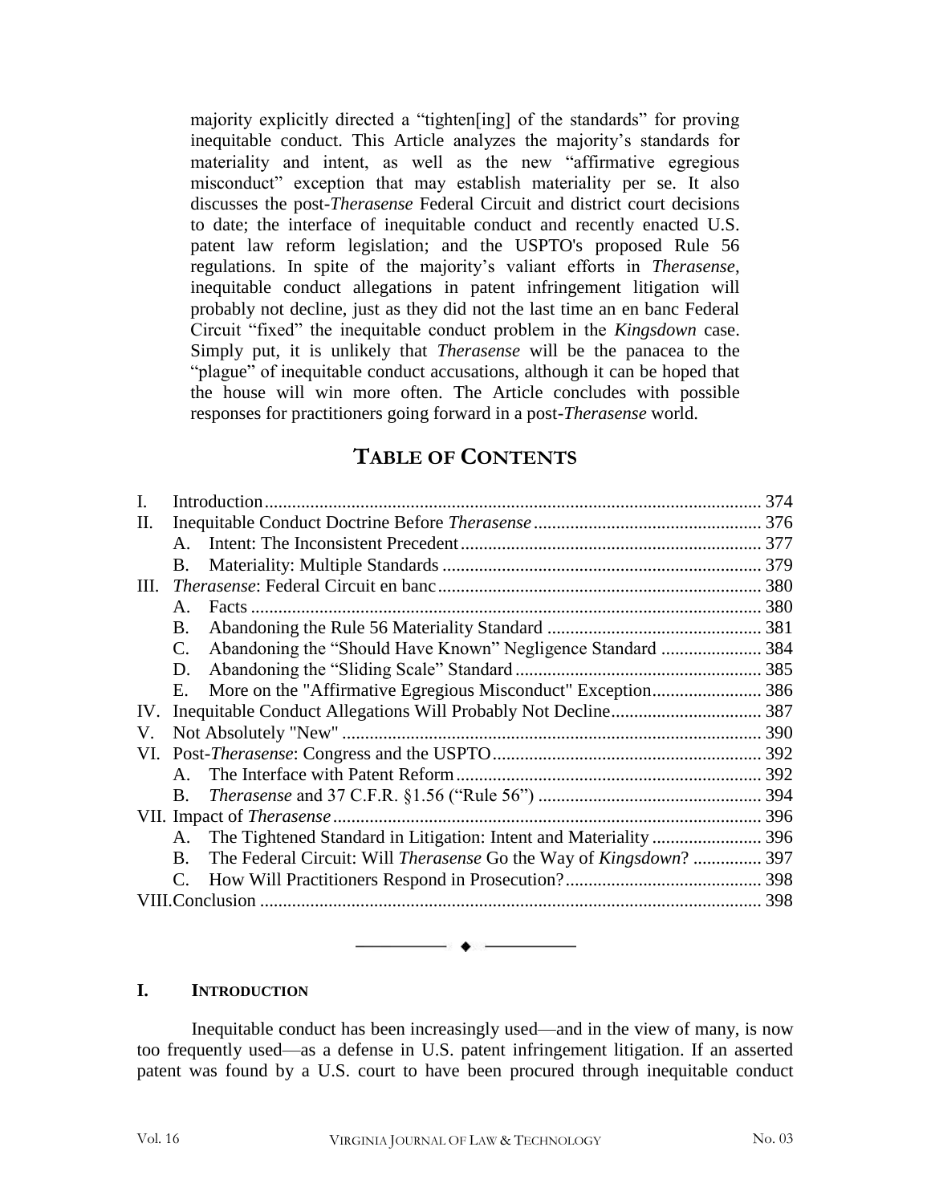majority explicitly directed a "tighten[ing] of the standards" for proving inequitable conduct. This Article analyzes the new majority's standards for materiality and intent, as well as the new "affirmative egregious misconduct" exception that may establish materiality per se. It also discusses the post-*Therasense* Federal Circuit and district court decisions to date; the interface of inequitable conduct and recently enacted U.S. patent law reform legislation; and the USPTO's proposed Rule 56 regulations. In spite of the majority's valiant efforts in *Therasense*, inequitable conduct allegations in patent infringement litigation will probably not decline, just as they did not the last time an en banc Federal Circuit "fixed" the inequitable conduct problem in the *Kingsdown* case. Simply put, it is unlikely that *Therasense* will be the panacea to the "plague" of inequitable conduct accusations, although it can be hoped that the house will win more often. The Article concludes with possible responses for practitioners going forward in a post-*Therasense* world.

## TABLE OF CONTENTS

- I. Introduction ... 374
- II. Inequitable Conduct Doctrine Before *Therasense* ... 376
  - A. Intent: The Inconsistent Precedent ... 377
  - B. Materiality: Multiple Standards ... 379
- III. *Therasense*: Federal Circuit en banc ... 380
  - A. Facts ... 380
  - B. Abandoning the Rule 56 Materiality Standard ... 381
  - C. Abandoning the "Should Have Known" Negligence Standard ... 384
  - D. Abandoning the "Sliding Scale" Standard ... 385
  - E. More on the "Affirmative Egregious Misconduct" Exception ... 386
- IV. Inequitable Conduct Allegations Will Probably Not Decline ... 387
- V. Not Absolutely "New" ... 390
- VI. Post-*Therasense*: Congress and the USPTO ... 392
  - A. The Interface with Patent Reform ... 392
  - B. *Therasense* and 37 C.F.R. §1.56 ("Rule 56") ... 394
- VII. Impact of *Therasense* ... 396
  - A. The Tightened Standard in Litigation: Intent and Materiality ... 396
  - B. The Federal Circuit: Will *Therasense* Go the Way of *Kingsdown*? ... 397
  - C. How Will Practitioners Respond in Prosecution? ... 398
- VIII. Conclusion ... 398

---

## I. INTRODUCTION

Inequitable conduct has been increasingly used—and in the view of many, is now too frequently used—as a defense in U.S. patent infringement litigation. If an asserted patent was found by a U.S. court to have been procured through inequitable conduct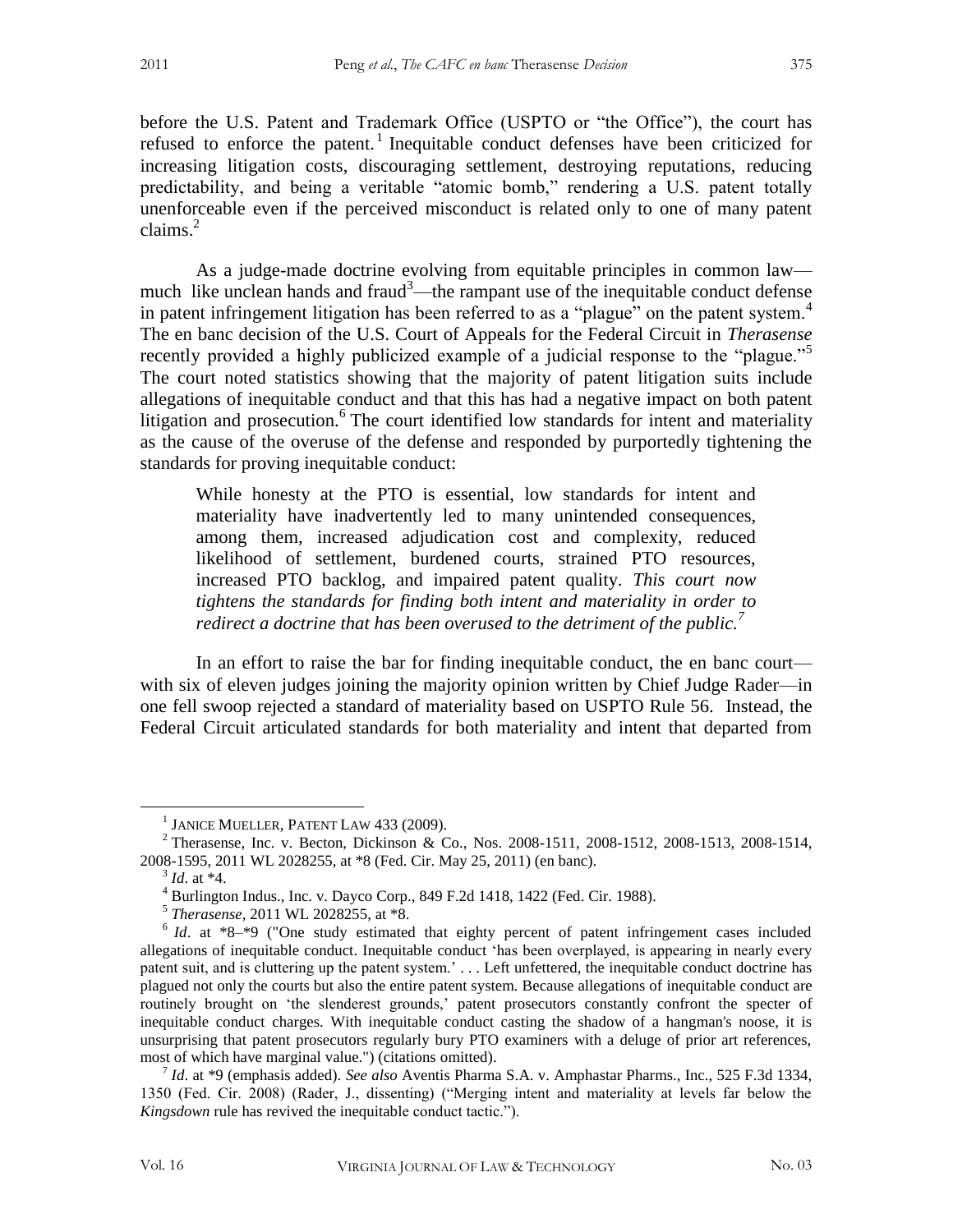before the U.S. Patent and Trademark Office (USPTO or "the Office"), the court has refused to enforce the patent.[1] Inequitable conduct defenses have been criticized for increasing litigation costs, discouraging settlement, destroying reputations, reducing predictability, and being a veritable "atomic bomb," rendering a U.S. patent totally unenforceable even if the perceived misconduct is related only to one of many patent claims.[2]

As a judge-made doctrine evolving from equitable principles in common law—much like unclean hands and fraud[3]—the rampant use of the inequitable conduct defense in patent infringement litigation has been referred to as a "plague" on the patent system.[4] The en banc decision of the U.S. Court of Appeals for the Federal Circuit in *Therasense* recently provided a highly publicized example of a judicial response to the "plague."[5] The court noted statistics showing that the majority of patent litigation suits include allegations of inequitable conduct and that this has had a negative impact on both patent litigation and prosecution.[6] The court identified low standards for intent and materiality as the cause of the overuse of the defense and responded by purportedly tightening the standards for proving inequitable conduct:

> While honesty at the PTO is essential, low standards for intent and materiality have inadvertently led to many unintended consequences, among them, increased adjudication cost and complexity, reduced likelihood of settlement, burdened courts, strained PTO resources, increased PTO backlog, and impaired patent quality. *This court now tightens the standards for finding both intent and materiality in order to redirect a doctrine that has been overused to the detriment of the public.*[7]

In an effort to raise the bar for finding inequitable conduct, the en banc court—with six of eleven judges joining the majority opinion written by Chief Judge Rader—in one fell swoop rejected a standard of materiality based on USPTO Rule 56. Instead, the Federal Circuit articulated standards for both materiality and intent that departed from

---

[1] JANICE MUELLER, PATENT LAW 433 (2009).

[2] Therasense, Inc. v. Becton, Dickinson & Co., Nos. 2008-1511, 2008-1512, 2008-1513, 2008-1514, 2008-1595, 2011 WL 2028255, at *8 (Fed. Cir. May 25, 2011) (en banc).

[3] *Id*. at *4.

[4] Burlington Indus., Inc. v. Dayco Corp., 849 F.2d 1418, 1422 (Fed. Cir. 1988).

[5] *Therasense*, 2011 WL 2028255, at *8.

[6] *Id*. at *8–*9 ("One study estimated that eighty percent of patent infringement cases included allegations of inequitable conduct. Inequitable conduct 'has been overplayed, is appearing in nearly every patent suit, and is cluttering up the patent system.' . . . Left unfettered, the inequitable conduct doctrine has plagued not only the courts but also the entire patent system. Because allegations of inequitable conduct are routinely brought on 'the slenderest grounds,' patent prosecutors constantly confront the specter of inequitable conduct charges. With inequitable conduct casting the shadow of a hangman's noose, it is unsurprising that patent prosecutors regularly bury PTO examiners with a deluge of prior art references, most of which have marginal value.") (citations omitted).

[7] *Id*. at *9 (emphasis added). *See also* Aventis Pharma S.A. v. Amphastar Pharms., Inc., 525 F.3d 1334, 1350 (Fed. Cir. 2008) (Rader, J., dissenting) ("Merging intent and materiality at levels far below the *Kingsdown* rule has revived the inequitable conduct tactic.").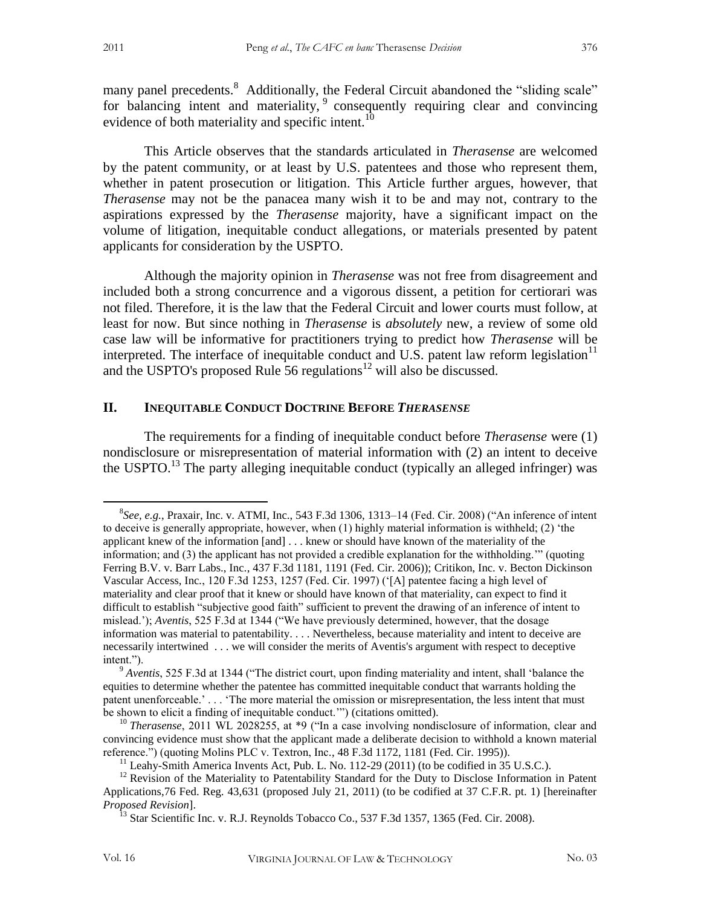many panel precedents.[8] Additionally, the Federal Circuit abandoned the "sliding scale" for balancing intent and materiality,[9] consequently requiring clear and convincing evidence of both materiality and specific intent.[10]

This Article observes that the standards articulated in *Therasense* are welcomed by the patent community, or at least by U.S. patentees and those who represent them, whether in patent prosecution or litigation. This Article further argues, however, that *Therasense* may not be the panacea many wish it to be and may not, contrary to the aspirations expressed by the *Therasense* majority, have a significant impact on the volume of litigation, inequitable conduct allegations, or materials presented by patent applicants for consideration by the USPTO.

Although the majority opinion in *Therasense* was not free from disagreement and included both a strong concurrence and a vigorous dissent, a petition for certiorari was not filed. Therefore, it is the law that the Federal Circuit and lower courts must follow, at least for now. But since nothing in *Therasense* is *absolutely* new, a review of some old case law will be informative for practitioners trying to predict how *Therasense* will be interpreted. The interface of inequitable conduct and U.S. patent law reform legislation[11] and the USPTO's proposed Rule 56 regulations[12] will also be discussed.

## II. Inequitable Conduct Doctrine Before *Therasense*

The requirements for a finding of inequitable conduct before *Therasense* were (1) nondisclosure or misrepresentation of material information with (2) an intent to deceive the USPTO.[13] The party alleging inequitable conduct (typically an alleged infringer) was

---

[8] *See, e.g.*, Praxair, Inc. v. ATMI, Inc., 543 F.3d 1306, 1313–14 (Fed. Cir. 2008) ("An inference of intent to deceive is generally appropriate, however, when (1) highly material information is withheld; (2) 'the applicant knew of the information [and] . . . knew or should have known of the materiality of the information; and (3) the applicant has not provided a credible explanation for the withholding.'" (quoting Ferring B.V. v. Barr Labs., Inc., 437 F.3d 1181, 1191 (Fed. Cir. 2006)); Critikon, Inc. v. Becton Dickinson Vascular Access, Inc., 120 F.3d 1253, 1257 (Fed. Cir. 1997) ('[A] patentee facing a high level of materiality and clear proof that it knew or should have known of that materiality, can expect to find it difficult to establish "subjective good faith" sufficient to prevent the drawing of an inference of intent to mislead.'); *Aventis*, 525 F.3d at 1344 ("We have previously determined, however, that the dosage information was material to patentability. . . . Nevertheless, because materiality and intent to deceive are necessarily intertwined . . . we will consider the merits of Aventis's argument with respect to deceptive intent.").

[9] *Aventis*, 525 F.3d at 1344 ("The district court, upon finding materiality and intent, shall 'balance the equities to determine whether the patentee has committed inequitable conduct that warrants holding the patent unenforceable.' . . . 'The more material the omission or misrepresentation, the less intent that must be shown to elicit a finding of inequitable conduct.'") (citations omitted).

[10] *Therasense*, 2011 WL 2028255, at *9 ("In a case involving nondisclosure of information, clear and convincing evidence must show that the applicant made a deliberate decision to withhold a known material reference.") (quoting Molins PLC v. Textron, Inc., 48 F.3d 1172, 1181 (Fed. Cir. 1995)).

[11] Leahy-Smith America Invents Act, Pub. L. No. 112-29 (2011) (to be codified in 35 U.S.C.).

[12] Revision of the Materiality to Patentability Standard for the Duty to Disclose Information in Patent Applications,76 Fed. Reg. 43,631 (proposed July 21, 2011) (to be codified at 37 C.F.R. pt. 1) [hereinafter *Proposed Revision*].

[13] Star Scientific Inc. v. R.J. Reynolds Tobacco Co., 537 F.3d 1357, 1365 (Fed. Cir. 2008).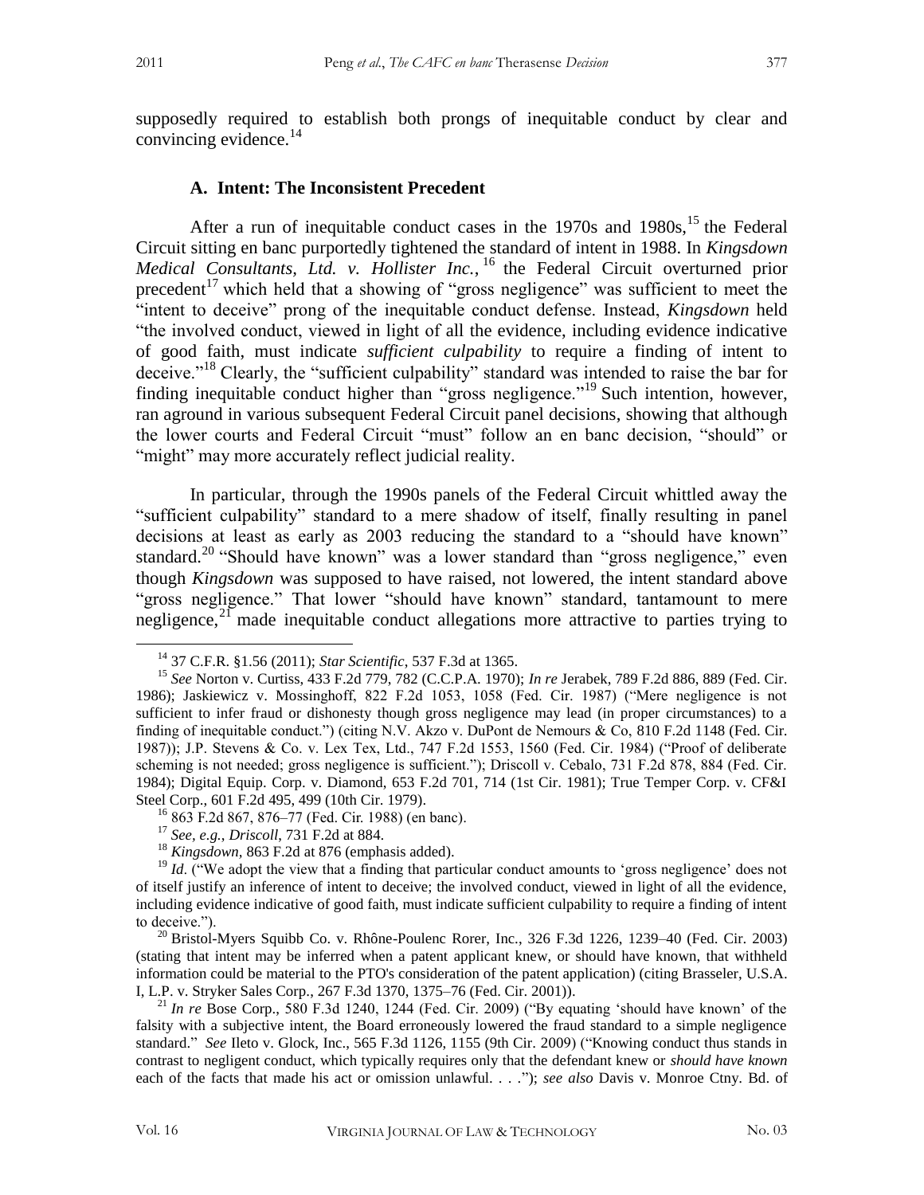supposedly required to establish both prongs of inequitable conduct by clear and convincing evidence.[14]

### A. Intent: The Inconsistent Precedent

After a run of inequitable conduct cases in the 1970s and 1980s,[15] the Federal Circuit sitting en banc purportedly tightened the standard of intent in 1988. In *Kingsdown Medical Consultants, Ltd. v. Hollister Inc.*,[16] the Federal Circuit overturned prior precedent[17] which held that a showing of "gross negligence" was sufficient to meet the "intent to deceive" prong of the inequitable conduct defense. Instead, *Kingsdown* held "the involved conduct, viewed in light of all the evidence, including evidence indicative of good faith, must indicate *sufficient culpability* to require a finding of intent to deceive."[18] Clearly, the "sufficient culpability" standard was intended to raise the bar for finding inequitable conduct higher than "gross negligence."[19] Such intention, however, ran aground in various subsequent Federal Circuit panel decisions, showing that although the lower courts and Federal Circuit "must" follow an en banc decision, "should" or "might" may more accurately reflect judicial reality.

In particular, through the 1990s panels of the Federal Circuit whittled away the "sufficient culpability" standard to a mere shadow of itself, finally resulting in panel decisions at least as early as 2003 reducing the standard to a "should have known" standard.[20] "Should have known" was a lower standard than "gross negligence," even though *Kingsdown* was supposed to have raised, not lowered, the intent standard above "gross negligence." That lower "should have known" standard, tantamount to mere negligence,[21] made inequitable conduct allegations more attractive to parties trying to

---

[14] 37 C.F.R. §1.56 (2011); *Star Scientific*, 537 F.3d at 1365.

[15] *See* Norton v. Curtiss, 433 F.2d 779, 782 (C.C.P.A. 1970); *In re* Jerabek, 789 F.2d 886, 889 (Fed. Cir. 1986); Jaskiewicz v. Mossinghoff, 822 F.2d 1053, 1058 (Fed. Cir. 1987) ("Mere negligence is not sufficient to infer fraud or dishonesty though gross negligence may lead (in proper circumstances) to a finding of inequitable conduct.") (citing N.V. Akzo v. DuPont de Nemours & Co, 810 F.2d 1148 (Fed. Cir. 1987)); J.P. Stevens & Co. v. Lex Tex, Ltd., 747 F.2d 1553, 1560 (Fed. Cir. 1984) ("Proof of deliberate scheming is not needed; gross negligence is sufficient."); Driscoll v. Cebalo, 731 F.2d 878, 884 (Fed. Cir. 1984); Digital Equip. Corp. v. Diamond, 653 F.2d 701, 714 (1st Cir. 1981); True Temper Corp. v. CF&I Steel Corp., 601 F.2d 495, 499 (10th Cir. 1979).

[16] 863 F.2d 867, 876–77 (Fed. Cir. 1988) (en banc).

[17] *See, e.g.*, *Driscoll*, 731 F.2d at 884.

[18] *Kingsdown*, 863 F.2d at 876 (emphasis added).

[19] *Id*. ("We adopt the view that a finding that particular conduct amounts to 'gross negligence' does not of itself justify an inference of intent to deceive; the involved conduct, viewed in light of all the evidence, including evidence indicative of good faith, must indicate sufficient culpability to require a finding of intent to deceive.").

[20] Bristol-Myers Squibb Co. v. Rhône-Poulenc Rorer, Inc., 326 F.3d 1226, 1239–40 (Fed. Cir. 2003) (stating that intent may be inferred when a patent applicant knew, or should have known, that withheld information could be material to the PTO's consideration of the patent application) (citing Brasseler, U.S.A. I, L.P. v. Stryker Sales Corp., 267 F.3d 1370, 1375–76 (Fed. Cir. 2001)).

[21] *In re* Bose Corp., 580 F.3d 1240, 1244 (Fed. Cir. 2009) ("By equating 'should have known' of the falsity with a subjective intent, the Board erroneously lowered the fraud standard to a simple negligence standard." *See* Ileto v. Glock, Inc., 565 F.3d 1126, 1155 (9th Cir. 2009) ("Knowing conduct thus stands in contrast to negligent conduct, which typically requires only that the defendant knew or *should have known* each of the facts that made his act or omission unlawful. . . ."); *see also* Davis v. Monroe Ctny. Bd. of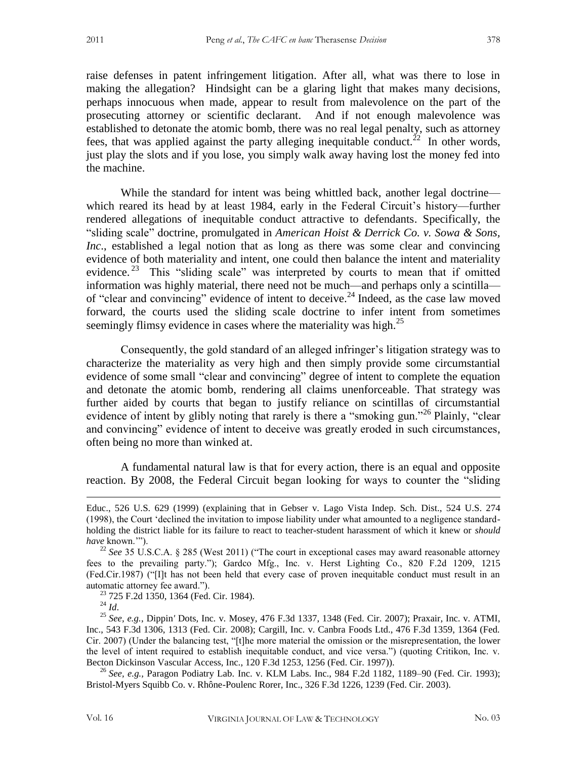raise defenses in patent infringement litigation. After all, what was there to lose in making the allegation? Hindsight can be a glaring light that makes many decisions, perhaps innocuous when made, appear to result from malevolence on the part of the prosecuting attorney or scientific declarant. And if not enough malevolence was established to detonate the atomic bomb, there was no real legal penalty, such as attorney fees, that was applied against the party alleging inequitable conduct.[22] In other words, just play the slots and if you lose, you simply walk away having lost the money fed into the machine.

While the standard for intent was being whittled back, another legal doctrine—which reared its head by at least 1984, early in the Federal Circuit's history—further rendered allegations of inequitable conduct attractive to defendants. Specifically, the "sliding scale" doctrine, promulgated in *American Hoist & Derrick Co. v. Sowa & Sons, Inc*., established a legal notion that as long as there was some clear and convincing evidence of both materiality and intent, one could then balance the intent and materiality evidence.[23] This "sliding scale" was interpreted by courts to mean that if omitted information was highly material, there need not be much—and perhaps only a scintilla—of "clear and convincing" evidence of intent to deceive.[24] Indeed, as the case law moved forward, the courts used the sliding scale doctrine to infer intent from sometimes seemingly flimsy evidence in cases where the materiality was high.[25]

Consequently, the gold standard of an alleged infringer's litigation strategy was to characterize the materiality as very high and then simply provide some circumstantial evidence of some small "clear and convincing" degree of intent to complete the equation and detonate the atomic bomb, rendering all claims unenforceable. That strategy was further aided by courts that began to justify reliance on scintillas of circumstantial evidence of intent by glibly noting that rarely is there a "smoking gun."[26] Plainly, "clear and convincing" evidence of intent to deceive was greatly eroded in such circumstances, often being no more than winked at.

A fundamental natural law is that for every action, there is an equal and opposite reaction. By 2008, the Federal Circuit began looking for ways to counter the "sliding

---

Educ., 526 U.S. 629 (1999) (explaining that in Gebser v. Lago Vista Indep. Sch. Dist., 524 U.S. 274 (1998), the Court 'declined the invitation to impose liability under what amounted to a negligence standard-holding the district liable for its failure to react to teacher-student harassment of which it knew or *should have* known.'").

[22] *See* 35 U.S.C.A. § 285 (West 2011) ("The court in exceptional cases may award reasonable attorney fees to the prevailing party."); Gardco Mfg., Inc. v. Herst Lighting Co., 820 F.2d 1209, 1215 (Fed.Cir.1987) ("[I]t has not been held that every case of proven inequitable conduct must result in an automatic attorney fee award.").

[23] 725 F.2d 1350, 1364 (Fed. Cir. 1984).

[24] *Id*.

[25] *See, e.g.*, Dippin' Dots, Inc. v. Mosey, 476 F.3d 1337, 1348 (Fed. Cir. 2007); Praxair, Inc. v. ATMI, Inc., 543 F.3d 1306, 1313 (Fed. Cir. 2008); Cargill, Inc. v. Canbra Foods Ltd., 476 F.3d 1359, 1364 (Fed. Cir. 2007) (Under the balancing test, "[t]he more material the omission or the misrepresentation, the lower the level of intent required to establish inequitable conduct, and vice versa.") (quoting Critikon, Inc. v. Becton Dickinson Vascular Access, Inc., 120 F.3d 1253, 1256 (Fed. Cir. 1997)).

[26] *See, e.g.,* Paragon Podiatry Lab. Inc. v. KLM Labs. Inc., 984 F.2d 1182, 1189–90 (Fed. Cir. 1993); Bristol-Myers Squibb Co. v. Rhône-Poulenc Rorer, Inc., 326 F.3d 1226, 1239 (Fed. Cir. 2003).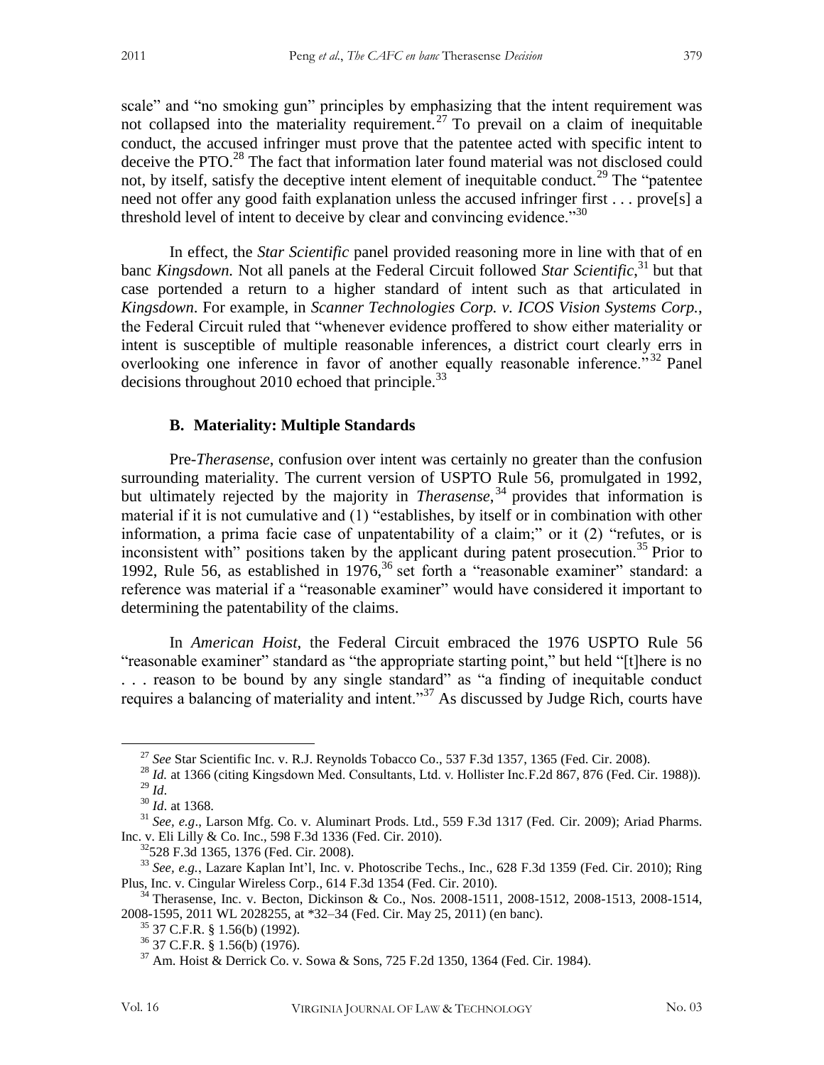scale" and "no smoking gun" principles by emphasizing that the intent requirement was not collapsed into the materiality requirement.[27] To prevail on a claim of inequitable conduct, the accused infringer must prove that the patentee acted with specific intent to deceive the PTO.[28] The fact that information later found material was not disclosed could not, by itself, satisfy the deceptive intent element of inequitable conduct.[29] The "patentee need not offer any good faith explanation unless the accused infringer first . . . prove[s] a threshold level of intent to deceive by clear and convincing evidence."[30]

In effect, the *Star Scientific* panel provided reasoning more in line with that of en banc *Kingsdown*. Not all panels at the Federal Circuit followed *Star Scientific*,[31] but that case portended a return to a higher standard of intent such as that articulated in *Kingsdown*. For example, in *Scanner Technologies Corp. v. ICOS Vision Systems Corp.*, the Federal Circuit ruled that "whenever evidence proffered to show either materiality or intent is susceptible of multiple reasonable inferences, a district court clearly errs in overlooking one inference in favor of another equally reasonable inference."[32] Panel decisions throughout 2010 echoed that principle.[33]

### B. Materiality: Multiple Standards

Pre-*Therasense*, confusion over intent was certainly no greater than the confusion surrounding materiality. The current version of USPTO Rule 56, promulgated in 1992, but ultimately rejected by the majority in *Therasense*,[34] provides that information is material if it is not cumulative and (1) "establishes, by itself or in combination with other information, a prima facie case of unpatentability of a claim;" or it (2) "refutes, or is inconsistent with" positions taken by the applicant during patent prosecution.[35] Prior to 1992, Rule 56, as established in 1976,[36] set forth a "reasonable examiner" standard: a reference was material if a "reasonable examiner" would have considered it important to determining the patentability of the claims.

In *American Hoist*, the Federal Circuit embraced the 1976 USPTO Rule 56 "reasonable examiner" standard as "the appropriate starting point," but held "[t]here is no . . . reason to be bound by any single standard" as "a finding of inequitable conduct requires a balancing of materiality and intent."[37] As discussed by Judge Rich, courts have

---

[27] *See* Star Scientific Inc. v. R.J. Reynolds Tobacco Co., 537 F.3d 1357, 1365 (Fed. Cir. 2008).

[28] *Id.* at 1366 (citing Kingsdown Med. Consultants, Ltd. v. Hollister Inc.F.2d 867, 876 (Fed. Cir. 1988)).

[29] *Id*.

[30] *Id*. at 1368.

[31] *See, e.g*., Larson Mfg. Co. v. Aluminart Prods. Ltd., 559 F.3d 1317 (Fed. Cir. 2009); Ariad Pharms. Inc. v. Eli Lilly & Co. Inc., 598 F.3d 1336 (Fed. Cir. 2010).

[32] 528 F.3d 1365, 1376 (Fed. Cir. 2008).

[33] *See, e.g.*, Lazare Kaplan Int'l, Inc. v. Photoscribe Techs., Inc., 628 F.3d 1359 (Fed. Cir. 2010); Ring Plus, Inc. v. Cingular Wireless Corp., 614 F.3d 1354 (Fed. Cir. 2010).

[34] Therasense, Inc. v. Becton, Dickinson & Co., Nos. 2008-1511, 2008-1512, 2008-1513, 2008-1514, 2008-1595, 2011 WL 2028255, at *32–34 (Fed. Cir. May 25, 2011) (en banc).

[35] 37 C.F.R. § 1.56(b) (1992).

[36] 37 C.F.R. § 1.56(b) (1976).

[37] Am. Hoist & Derrick Co. v. Sowa & Sons, 725 F.2d 1350, 1364 (Fed. Cir. 1984).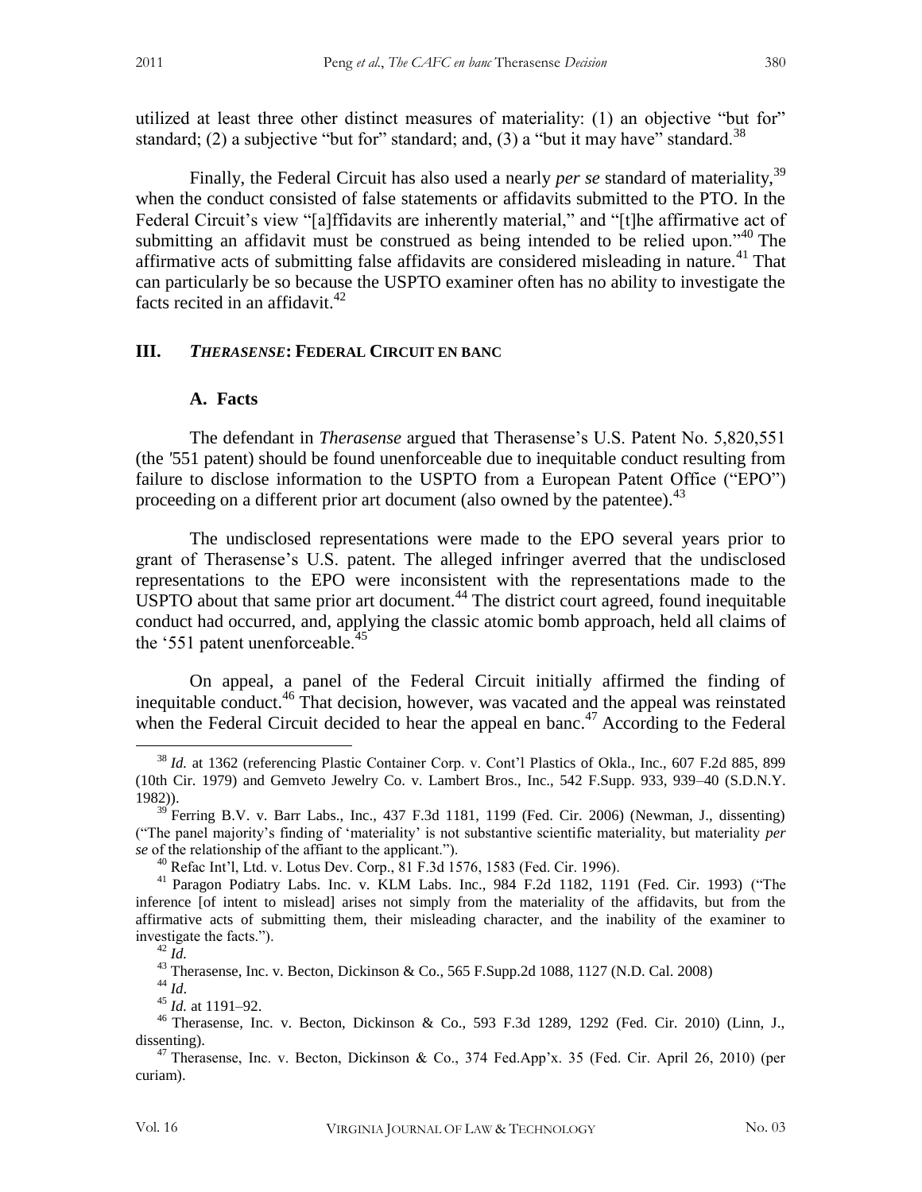utilized at least three other distinct measures of materiality: (1) an objective "but for" standard; (2) a subjective "but for" standard; and, (3) a "but it may have" standard.[38]

Finally, the Federal Circuit has also used a nearly *per se* standard of materiality,[39] when the conduct consisted of false statements or affidavits submitted to the PTO. In the Federal Circuit's view "[a]ffidavits are inherently material," and "[t]he affirmative act of submitting an affidavit must be construed as being intended to be relied upon."[40] The affirmative acts of submitting false affidavits are considered misleading in nature.[41] That can particularly be so because the USPTO examiner often has no ability to investigate the facts recited in an affidavit.[42]

## III. *THERASENSE*: FEDERAL CIRCUIT EN BANC

### A. Facts

The defendant in *Therasense* argued that Therasense's U.S. Patent No. 5,820,551 (the '551 patent) should be found unenforceable due to inequitable conduct resulting from failure to disclose information to the USPTO from a European Patent Office ("EPO") proceeding on a different prior art document (also owned by the patentee).[43]

The undisclosed representations were made to the EPO several years prior to grant of Therasense's U.S. patent. The alleged infringer averred that the undisclosed representations to the EPO were inconsistent with the representations made to the USPTO about that same prior art document.[44] The district court agreed, found inequitable conduct had occurred, and, applying the classic atomic bomb approach, held all claims of the '551 patent unenforceable.[45]

On appeal, a panel of the Federal Circuit initially affirmed the finding of inequitable conduct.[46] That decision, however, was vacated and the appeal was reinstated when the Federal Circuit decided to hear the appeal en banc.[47] According to the Federal

---

[38] *Id.* at 1362 (referencing Plastic Container Corp. v. Cont'l Plastics of Okla., Inc., 607 F.2d 885, 899 (10th Cir. 1979) and Gemveto Jewelry Co. v. Lambert Bros., Inc., 542 F.Supp. 933, 939–40 (S.D.N.Y. 1982)).

[39] Ferring B.V. v. Barr Labs., Inc., 437 F.3d 1181, 1199 (Fed. Cir. 2006) (Newman, J., dissenting) ("The panel majority's finding of 'materiality' is not substantive scientific materiality, but materiality *per se* of the relationship of the affiant to the applicant.").

[40] Refac Int'l, Ltd. v. Lotus Dev. Corp., 81 F.3d 1576, 1583 (Fed. Cir. 1996).

[41] Paragon Podiatry Labs. Inc. v. KLM Labs. Inc., 984 F.2d 1182, 1191 (Fed. Cir. 1993) ("The inference [of intent to mislead] arises not simply from the materiality of the affidavits, but from the affirmative acts of submitting them, their misleading character, and the inability of the examiner to investigate the facts.").

[42] *Id.*

[43] Therasense, Inc. v. Becton, Dickinson & Co., 565 F.Supp.2d 1088, 1127 (N.D. Cal. 2008)

[44] *Id*.

[45] *Id.* at 1191–92.

[46] Therasense, Inc. v. Becton, Dickinson & Co., 593 F.3d 1289, 1292 (Fed. Cir. 2010) (Linn, J., dissenting).

[47] Therasense, Inc. v. Becton, Dickinson & Co., 374 Fed.App'x. 35 (Fed. Cir. April 26, 2010) (per curiam).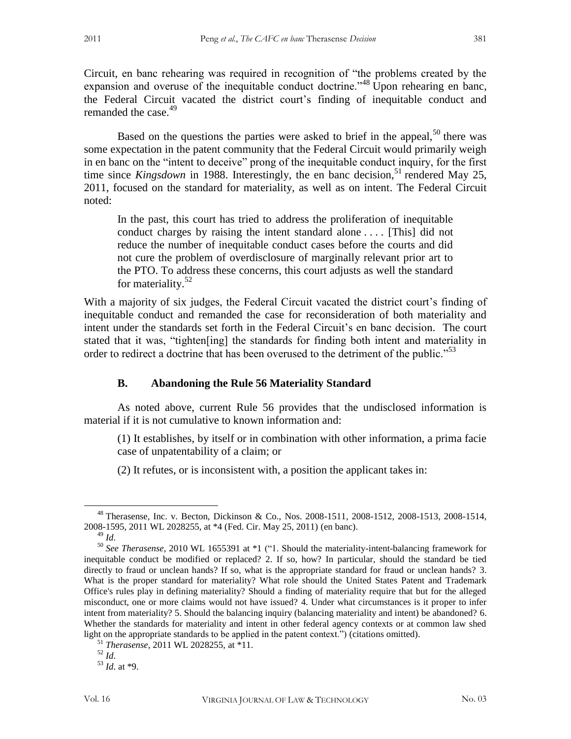Circuit, en banc rehearing was required in recognition of "the problems created by the expansion and overuse of the inequitable conduct doctrine."[48] Upon rehearing en banc, the Federal Circuit vacated the district court's finding of inequitable conduct and remanded the case.[49]

Based on the questions the parties were asked to brief in the appeal,[50] there was some expectation in the patent community that the Federal Circuit would primarily weigh in en banc on the "intent to deceive" prong of the inequitable conduct inquiry, for the first time since *Kingsdown* in 1988. Interestingly, the en banc decision,[51] rendered May 25, 2011, focused on the standard for materiality, as well as on intent. The Federal Circuit noted:

> In the past, this court has tried to address the proliferation of inequitable conduct charges by raising the intent standard alone . . . . [This] did not reduce the number of inequitable conduct cases before the courts and did not cure the problem of overdisclosure of marginally relevant prior art to the PTO. To address these concerns, this court adjusts as well the standard for materiality.[52]

With a majority of six judges, the Federal Circuit vacated the district court's finding of inequitable conduct and remanded the case for reconsideration of both materiality and intent under the standards set forth in the Federal Circuit's en banc decision. The court stated that it was, "tighten[ing] the standards for finding both intent and materiality in order to redirect a doctrine that has been overused to the detriment of the public."[53]

### B. Abandoning the Rule 56 Materiality Standard

As noted above, current Rule 56 provides that the undisclosed information is material if it is not cumulative to known information and:

> (1) It establishes, by itself or in combination with other information, a prima facie case of unpatentability of a claim; or
>
> (2) It refutes, or is inconsistent with, a position the applicant takes in:

---

[48] Therasense, Inc. v. Becton, Dickinson & Co., Nos. 2008-1511, 2008-1512, 2008-1513, 2008-1514, 2008-1595, 2011 WL 2028255, at *4 (Fed. Cir. May 25, 2011) (en banc).

[49] *Id*.

[50] *See Therasense*, 2010 WL 1655391 at *1 ("1. Should the materiality-intent-balancing framework for inequitable conduct be modified or replaced? 2. If so, how? In particular, should the standard be tied directly to fraud or unclean hands? If so, what is the appropriate standard for fraud or unclean hands? 3. What is the proper standard for materiality? What role should the United States Patent and Trademark Office's rules play in defining materiality? Should a finding of materiality require that but for the alleged misconduct, one or more claims would not have issued? 4. Under what circumstances is it proper to infer intent from materiality? 5. Should the balancing inquiry (balancing materiality and intent) be abandoned? 6. Whether the standards for materiality and intent in other federal agency contexts or at common law shed light on the appropriate standards to be applied in the patent context.") (citations omitted).

[51] *Therasense*, 2011 WL 2028255, at *11.

[52] *Id*.

[53] *Id*. at *9.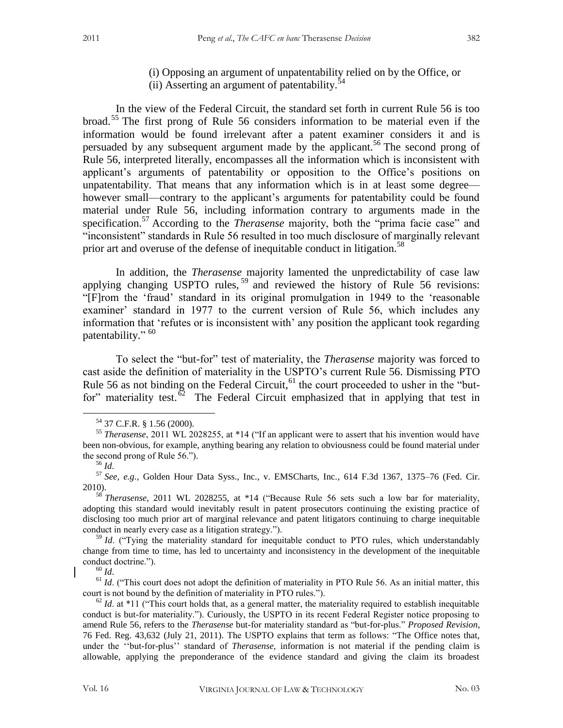(i) Opposing an argument of unpatentability relied on by the Office, or
(ii) Asserting an argument of patentability.[54]

In the view of the Federal Circuit, the standard set forth in current Rule 56 is too broad.[55] The first prong of Rule 56 considers information to be material even if the information would be found irrelevant after a patent examiner considers it and is persuaded by any subsequent argument made by the applicant.[56] The second prong of Rule 56, interpreted literally, encompasses all the information which is inconsistent with applicant's arguments of patentability or opposition to the Office's positions on unpatentability. That means that any information which is in at least some degree—however small—contrary to the applicant's arguments for patentability could be found material under Rule 56, including information contrary to arguments made in the specification.[57] According to the *Therasense* majority, both the "prima facie case" and "inconsistent" standards in Rule 56 resulted in too much disclosure of marginally relevant prior art and overuse of the defense of inequitable conduct in litigation.[58]

In addition, the *Therasense* majority lamented the unpredictability of case law applying changing USPTO rules,[59] and reviewed the history of Rule 56 revisions: "[F]rom the 'fraud' standard in its original promulgation in 1949 to the 'reasonable examiner' standard in 1977 to the current version of Rule 56, which includes any information that 'refutes or is inconsistent with' any position the applicant took regarding patentability."[60]

To select the "but-for" test of materiality, the *Therasense* majority was forced to cast aside the definition of materiality in the USPTO's current Rule 56. Dismissing PTO Rule 56 as not binding on the Federal Circuit,[61] the court proceeded to usher in the "but-for" materiality test.[62] The Federal Circuit emphasized that in applying that test in

---

[54] 37 C.F.R. § 1.56 (2000).

[55] *Therasense*, 2011 WL 2028255, at *14 ("If an applicant were to assert that his invention would have been non-obvious, for example, anything bearing any relation to obviousness could be found material under the second prong of Rule 56.").

[56] *Id*.

[57] *See, e.g.*, Golden Hour Data Syss., Inc., v. EMSCharts, Inc., 614 F.3d 1367, 1375–76 (Fed. Cir. 2010).

[58] *Therasense*, 2011 WL 2028255, at *14 ("Because Rule 56 sets such a low bar for materiality, adopting this standard would inevitably result in patent prosecutors continuing the existing practice of disclosing too much prior art of marginal relevance and patent litigators continuing to charge inequitable conduct in nearly every case as a litigation strategy.").

[59] *Id*. ("Tying the materiality standard for inequitable conduct to PTO rules, which understandably change from time to time, has led to uncertainty and inconsistency in the development of the inequitable conduct doctrine.").

[60] *Id*.

[61] *Id*. ("This court does not adopt the definition of materiality in PTO Rule 56. As an initial matter, this court is not bound by the definition of materiality in PTO rules.").

[62] *Id*. at *11 ("This court holds that, as a general matter, the materiality required to establish inequitable conduct is but-for materiality."). Curiously, the USPTO in its recent Federal Register notice proposing to amend Rule 56, refers to the *Therasense* but-for materiality standard as "but-for-plus." *Proposed Revision*, 76 Fed. Reg. 43,632 (July 21, 2011). The USPTO explains that term as follows: "The Office notes that, under the ''but-for-plus'' standard of *Therasense*, information is not material if the pending claim is allowable, applying the preponderance of the evidence standard and giving the claim its broadest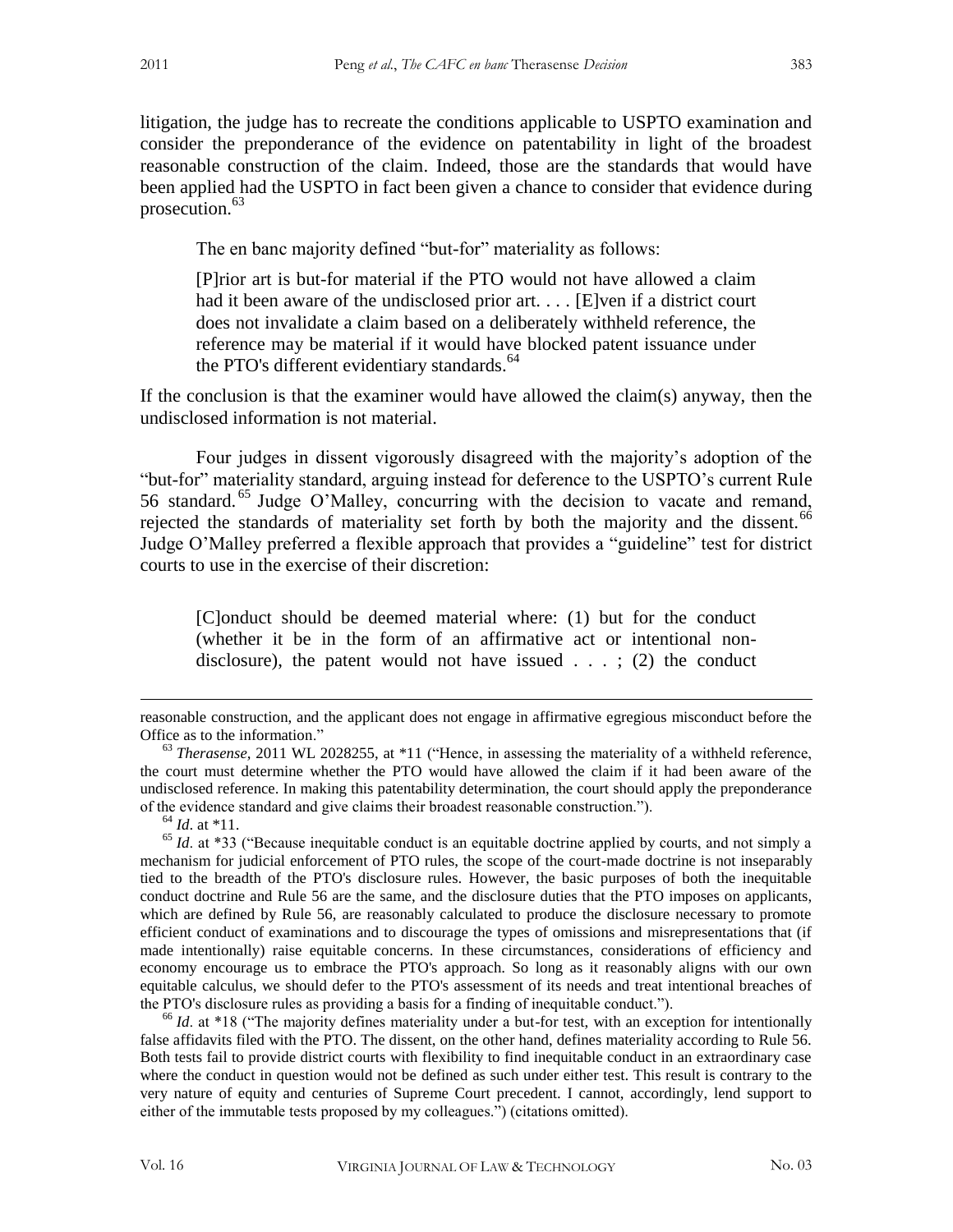litigation, the judge has to recreate the conditions applicable to USPTO examination and consider the preponderance of the evidence on patentability in light of the broadest reasonable construction of the claim. Indeed, those are the standards that would have been applied had the USPTO in fact been given a chance to consider that evidence during prosecution.[63]

The en banc majority defined "but-for" materiality as follows:

> [P]rior art is but-for material if the PTO would not have allowed a claim had it been aware of the undisclosed prior art. . . . [E]ven if a district court does not invalidate a claim based on a deliberately withheld reference, the reference may be material if it would have blocked patent issuance under the PTO's different evidentiary standards.[64]

If the conclusion is that the examiner would have allowed the claim(s) anyway, then the undisclosed information is not material.

Four judges in dissent vigorously disagreed with the majority's adoption of the "but-for" materiality standard, arguing instead for deference to the USPTO's current Rule 56 standard.[65] Judge O'Malley, concurring with the decision to vacate and remand, rejected the standards of materiality set forth by both the majority and the dissent.[66] Judge O'Malley preferred a flexible approach that provides a "guideline" test for district courts to use in the exercise of their discretion:

> [C]onduct should be deemed material where: (1) but for the conduct (whether it be in the form of an affirmative act or intentional non-disclosure), the patent would not have issued . . . ; (2) the conduct

---

reasonable construction, and the applicant does not engage in affirmative egregious misconduct before the Office as to the information."

[63] *Therasense*, 2011 WL 2028255, at *11 ("Hence, in assessing the materiality of a withheld reference, the court must determine whether the PTO would have allowed the claim if it had been aware of the undisclosed reference. In making this patentability determination, the court should apply the preponderance of the evidence standard and give claims their broadest reasonable construction.").

[64] *Id*. at *11.

[65] *Id*. at *33 ("Because inequitable conduct is an equitable doctrine applied by courts, and not simply a mechanism for judicial enforcement of PTO rules, the scope of the court-made doctrine is not inseparably tied to the breadth of the PTO's disclosure rules. However, the basic purposes of both the inequitable conduct doctrine and Rule 56 are the same, and the disclosure duties that the PTO imposes on applicants, which are defined by Rule 56, are reasonably calculated to produce the disclosure necessary to promote efficient conduct of examinations and to discourage the types of omissions and misrepresentations that (if made intentionally) raise equitable concerns. In these circumstances, considerations of efficiency and economy encourage us to embrace the PTO's approach. So long as it reasonably aligns with our own equitable calculus, we should defer to the PTO's assessment of its needs and treat intentional breaches of the PTO's disclosure rules as providing a basis for a finding of inequitable conduct.").

[66] *Id*. at *18 ("The majority defines materiality under a but-for test, with an exception for intentionally false affidavits filed with the PTO. The dissent, on the other hand, defines materiality according to Rule 56. Both tests fail to provide district courts with flexibility to find inequitable conduct in an extraordinary case where the conduct in question would not be defined as such under either test. This result is contrary to the very nature of equity and centuries of Supreme Court precedent. I cannot, accordingly, lend support to either of the immutable tests proposed by my colleagues.") (citations omitted).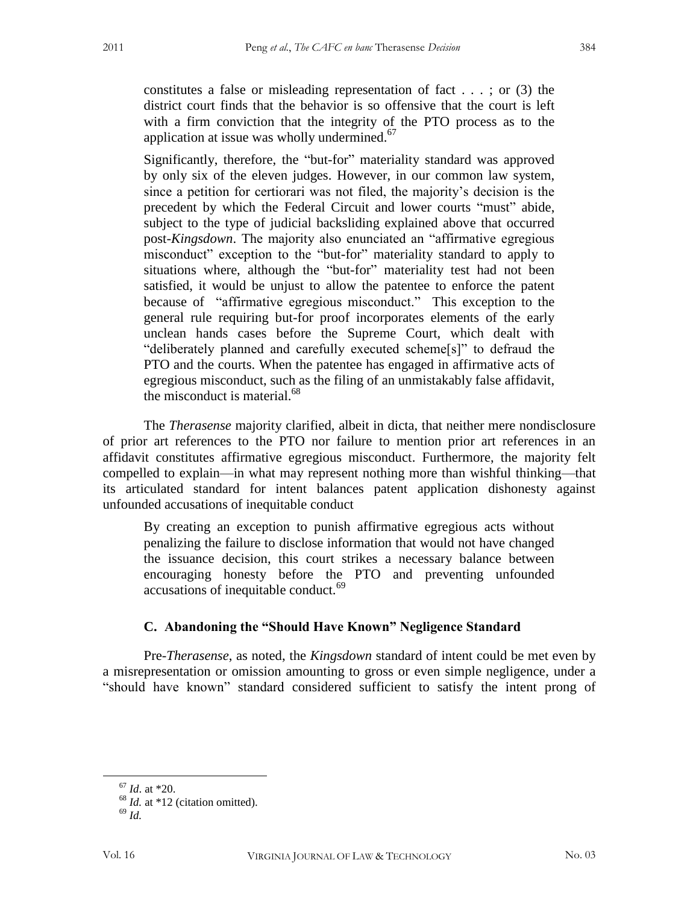> constitutes a false or misleading representation of fact . . . ; or (3) the district court finds that the behavior is so offensive that the court is left with a firm conviction that the integrity of the PTO process as to the application at issue was wholly undermined.[67]
>
> Significantly, therefore, the "but-for" materiality standard was approved by only six of the eleven judges. However, in our common law system, since a petition for certiorari was not filed, the majority's decision is the precedent by which the Federal Circuit and lower courts "must" abide, subject to the type of judicial backsliding explained above that occurred post-*Kingsdown*. The majority also enunciated an "affirmative egregious misconduct" exception to the "but-for" materiality standard to apply to situations where, although the "but-for" materiality test had not been satisfied, it would be unjust to allow the patentee to enforce the patent because of "affirmative egregious misconduct." This exception to the general rule requiring but-for proof incorporates elements of the early unclean hands cases before the Supreme Court, which dealt with "deliberately planned and carefully executed scheme[s]" to defraud the PTO and the courts. When the patentee has engaged in affirmative acts of egregious misconduct, such as the filing of an unmistakably false affidavit, the misconduct is material.[68]

The *Therasense* majority clarified, albeit in dicta, that neither mere nondisclosure of prior art references to the PTO nor failure to mention prior art references in an affidavit constitutes affirmative egregious misconduct. Furthermore, the majority felt compelled to explain—in what may represent nothing more than wishful thinking—that its articulated standard for intent balances patent application dishonesty against unfounded accusations of inequitable conduct

> By creating an exception to punish affirmative egregious acts without penalizing the failure to disclose information that would not have changed the issuance decision, this court strikes a necessary balance between encouraging honesty before the PTO and preventing unfounded accusations of inequitable conduct.[69]

### C. Abandoning the "Should Have Known" Negligence Standard

Pre-*Therasense*, as noted, the *Kingsdown* standard of intent could be met even by a misrepresentation or omission amounting to gross or even simple negligence, under a "should have known" standard considered sufficient to satisfy the intent prong of

---

[67] *Id*. at *20.

[68] *Id.* at *12 (citation omitted).

[69] *Id.*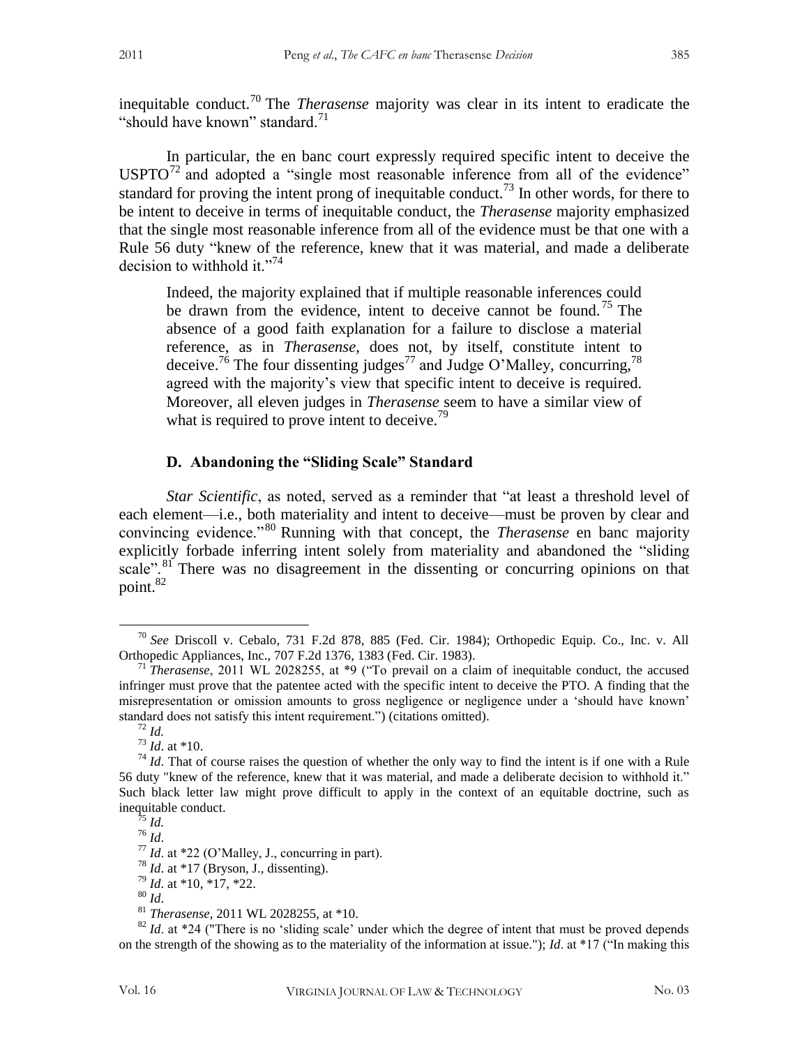inequitable conduct.[70] The *Therasense* majority was clear in its intent to eradicate the "should have known" standard.[71]

In particular, the en banc court expressly required specific intent to deceive the USPTO[72] and adopted a "single most reasonable inference from all of the evidence" standard for proving the intent prong of inequitable conduct.[73] In other words, for there to be intent to deceive in terms of inequitable conduct, the *Therasense* majority emphasized that the single most reasonable inference from all of the evidence must be that one with a Rule 56 duty "knew of the reference, knew that it was material, and made a deliberate decision to withhold it."[74]

> Indeed, the majority explained that if multiple reasonable inferences could be drawn from the evidence, intent to deceive cannot be found.[75] The absence of a good faith explanation for a failure to disclose a material reference, as in *Therasense*, does not, by itself, constitute intent to deceive.[76] The four dissenting judges[77] and Judge O'Malley, concurring,[78] agreed with the majority's view that specific intent to deceive is required. Moreover, all eleven judges in *Therasense* seem to have a similar view of what is required to prove intent to deceive.[79]

### D. Abandoning the "Sliding Scale" Standard

*Star Scientific*, as noted, served as a reminder that "at least a threshold level of each element—i.e., both materiality and intent to deceive—must be proven by clear and convincing evidence."[80] Running with that concept, the *Therasense* en banc majority explicitly forbade inferring intent solely from materiality and abandoned the "sliding scale".[81] There was no disagreement in the dissenting or concurring opinions on that point.[82]

---

[70] *See* Driscoll v. Cebalo, 731 F.2d 878, 885 (Fed. Cir. 1984); Orthopedic Equip. Co., Inc. v. All Orthopedic Appliances, Inc., 707 F.2d 1376, 1383 (Fed. Cir. 1983).

[71] *Therasense*, 2011 WL 2028255, at *9 ("To prevail on a claim of inequitable conduct, the accused infringer must prove that the patentee acted with the specific intent to deceive the PTO. A finding that the misrepresentation or omission amounts to gross negligence or negligence under a 'should have known' standard does not satisfy this intent requirement.") (citations omitted).

[72] *Id.*

[73] *Id*. at *10.

[74] *Id*. That of course raises the question of whether the only way to find the intent is if one with a Rule 56 duty "knew of the reference, knew that it was material, and made a deliberate decision to withhold it." Such black letter law might prove difficult to apply in the context of an equitable doctrine, such as inequitable conduct.

[75] *Id.*

[76] *Id*.

[77] *Id*. at *22 (O'Malley, J., concurring in part).

[78] *Id*. at *17 (Bryson, J., dissenting).

[79] *Id*. at *10, *17, *22.

[80] *Id*.

[81] *Therasense*, 2011 WL 2028255, at *10.

[82] *Id*. at *24 ("There is no 'sliding scale' under which the degree of intent that must be proved depends on the strength of the showing as to the materiality of the information at issue."); *Id*. at *17 ("In making this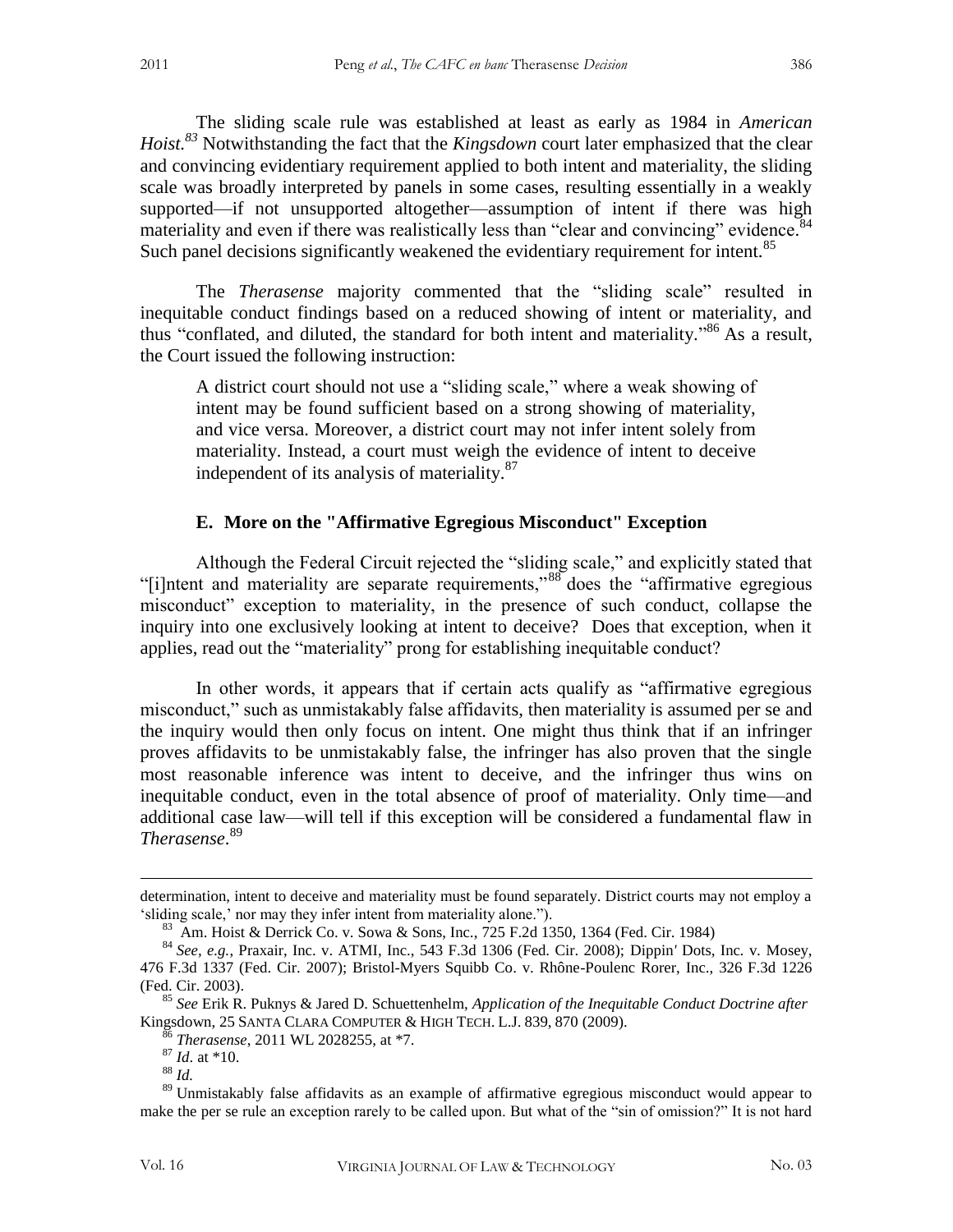The sliding scale rule was established at least as early as 1984 in *American Hoist.*[83] Notwithstanding the fact that the *Kingsdown* court later emphasized that the clear and convincing evidentiary requirement applied to both intent and materiality, the sliding scale was broadly interpreted by panels in some cases, resulting essentially in a weakly supported—if not unsupported altogether—assumption of intent if there was high materiality and even if there was realistically less than "clear and convincing" evidence.[84] Such panel decisions significantly weakened the evidentiary requirement for intent.[85]

The *Therasense* majority commented that the "sliding scale" resulted in inequitable conduct findings based on a reduced showing of intent or materiality, and thus "conflated, and diluted, the standard for both intent and materiality."[86] As a result, the Court issued the following instruction:

> A district court should not use a "sliding scale," where a weak showing of intent may be found sufficient based on a strong showing of materiality, and vice versa. Moreover, a district court may not infer intent solely from materiality. Instead, a court must weigh the evidence of intent to deceive independent of its analysis of materiality.[87]

### E. More on the "Affirmative Egregious Misconduct" Exception

Although the Federal Circuit rejected the "sliding scale," and explicitly stated that "[i]ntent and materiality are separate requirements,"[88] does the "affirmative egregious misconduct" exception to materiality, in the presence of such conduct, collapse the inquiry into one exclusively looking at intent to deceive? Does that exception, when it applies, read out the "materiality" prong for establishing inequitable conduct?

In other words, it appears that if certain acts qualify as "affirmative egregious misconduct," such as unmistakably false affidavits, then materiality is assumed per se and the inquiry would then only focus on intent. One might thus think that if an infringer proves affidavits to be unmistakably false, the infringer has also proven that the single most reasonable inference was intent to deceive, and the infringer thus wins on inequitable conduct, even in the total absence of proof of materiality. Only time—and additional case law—will tell if this exception will be considered a fundamental flaw in *Therasense*.[89]

---

determination, intent to deceive and materiality must be found separately. District courts may not employ a 'sliding scale,' nor may they infer intent from materiality alone.").

[83] Am. Hoist & Derrick Co. v. Sowa & Sons, Inc., 725 F.2d 1350, 1364 (Fed. Cir. 1984)

[84] *See, e.g.*, Praxair, Inc. v. ATMI, Inc., 543 F.3d 1306 (Fed. Cir. 2008); Dippin' Dots, Inc. v. Mosey, 476 F.3d 1337 (Fed. Cir. 2007); Bristol-Myers Squibb Co. v. Rhône-Poulenc Rorer, Inc., 326 F.3d 1226 (Fed. Cir. 2003).

[85] *See* Erik R. Puknys & Jared D. Schuettenhelm, *Application of the Inequitable Conduct Doctrine after* Kingsdown, 25 SANTA CLARA COMPUTER & HIGH TECH. L.J. 839, 870 (2009).

[86] *Therasense*, 2011 WL 2028255, at *7.

[87] *Id*. at *10.

[88] *Id.*

[89] Unmistakably false affidavits as an example of affirmative egregious misconduct would appear to make the per se rule an exception rarely to be called upon. But what of the "sin of omission?" It is not hard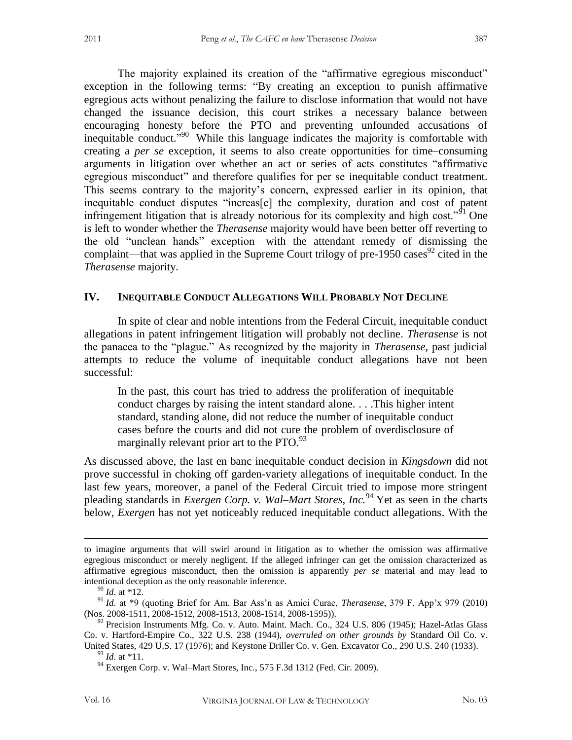The majority explained its creation of the "affirmative egregious misconduct" exception in the following terms: "By creating an exception to punish affirmative egregious acts without penalizing the failure to disclose information that would not have changed the issuance decision, this court strikes a necessary balance between encouraging honesty before the PTO and preventing unfounded accusations of inequitable conduct."[90] While this language indicates the majority is comfortable with creating a *per se* exception, it seems to also create opportunities for time–consuming arguments in litigation over whether an act or series of acts constitutes "affirmative egregious misconduct" and therefore qualifies for per se inequitable conduct treatment. This seems contrary to the majority's concern, expressed earlier in its opinion, that inequitable conduct disputes "increas[e] the complexity, duration and cost of patent infringement litigation that is already notorious for its complexity and high cost."[91] One is left to wonder whether the *Therasense* majority would have been better off reverting to the old "unclean hands" exception—with the attendant remedy of dismissing the complaint—that was applied in the Supreme Court trilogy of pre-1950 cases[92] cited in the *Therasense* majority.

## IV. Inequitable Conduct Allegations Will Probably Not Decline

In spite of clear and noble intentions from the Federal Circuit, inequitable conduct allegations in patent infringement litigation will probably not decline. *Therasense* is not the panacea to the "plague." As recognized by the majority in *Therasense,* past judicial attempts to reduce the volume of inequitable conduct allegations have not been successful:

> In the past, this court has tried to address the proliferation of inequitable conduct charges by raising the intent standard alone. . . .This higher intent standard, standing alone, did not reduce the number of inequitable conduct cases before the courts and did not cure the problem of overdisclosure of marginally relevant prior art to the PTO.[93]

As discussed above, the last en banc inequitable conduct decision in *Kingsdown* did not prove successful in choking off garden-variety allegations of inequitable conduct. In the last few years, moreover, a panel of the Federal Circuit tried to impose more stringent pleading standards in *Exergen Corp. v. Wal–Mart Stores, Inc.*[94] Yet as seen in the charts below, *Exergen* has not yet noticeably reduced inequitable conduct allegations. With the

---

to imagine arguments that will swirl around in litigation as to whether the omission was affirmative egregious misconduct or merely negligent. If the alleged infringer can get the omission characterized as affirmative egregious misconduct, then the omission is apparently *per se* material and may lead to intentional deception as the only reasonable inference.

[90] *Id*. at *12.

[91] *Id*. at *9 (quoting Brief for Am. Bar Ass'n as Amici Curae, *Therasense*, 379 F. App'x 979 (2010) (Nos. 2008-1511, 2008-1512, 2008-1513, 2008-1514, 2008-1595)).

[92] Precision Instruments Mfg. Co. v. Auto. Maint. Mach. Co., 324 U.S. 806 (1945); Hazel-Atlas Glass Co. v. Hartford-Empire Co., 322 U.S. 238 (1944), *overruled on other grounds by* Standard Oil Co. v. United States, 429 U.S. 17 (1976); and Keystone Driller Co. v. Gen. Excavator Co., 290 U.S. 240 (1933).

[93] *Id*. at *11.

[94] Exergen Corp. v. Wal–Mart Stores, Inc., 575 F.3d 1312 (Fed. Cir. 2009).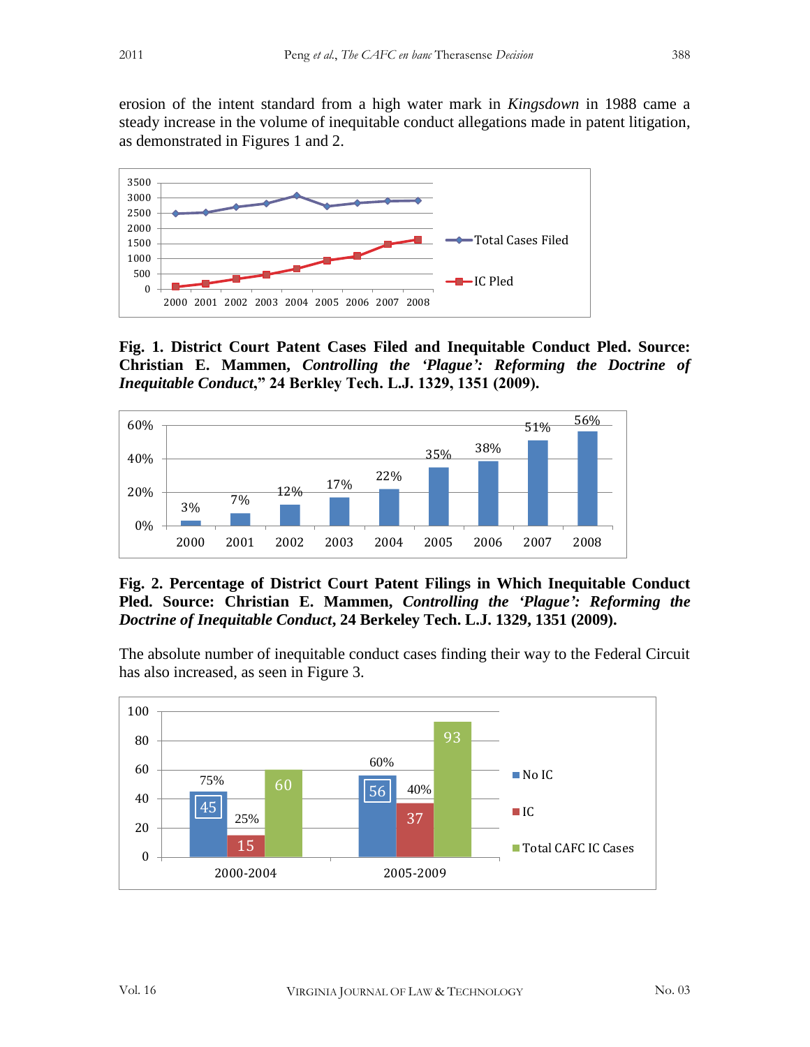erosion of the intent standard from a high water mark in *Kingsdown* in 1988 came a steady increase in the volume of inequitable conduct allegations made in patent litigation, as demonstrated in Figures 1 and 2.

**Fig. 1. District Court Patent Cases Filed and Inequitable Conduct Pled. Source: Christian E. Mammen, *Controlling the 'Plague': Reforming the Doctrine of Inequitable Conduct*," 24 Berkley Tech. L.J. 1329, 1351 (2009).**

**Fig. 2. Percentage of District Court Patent Filings in Which Inequitable Conduct Pled. Source: Christian E. Mammen, *Controlling the 'Plague': Reforming the Doctrine of Inequitable Conduct*, 24 Berkeley Tech. L.J. 1329, 1351 (2009).**

The absolute number of inequitable conduct cases finding their way to the Federal Circuit has also increased, as seen in Figure 3.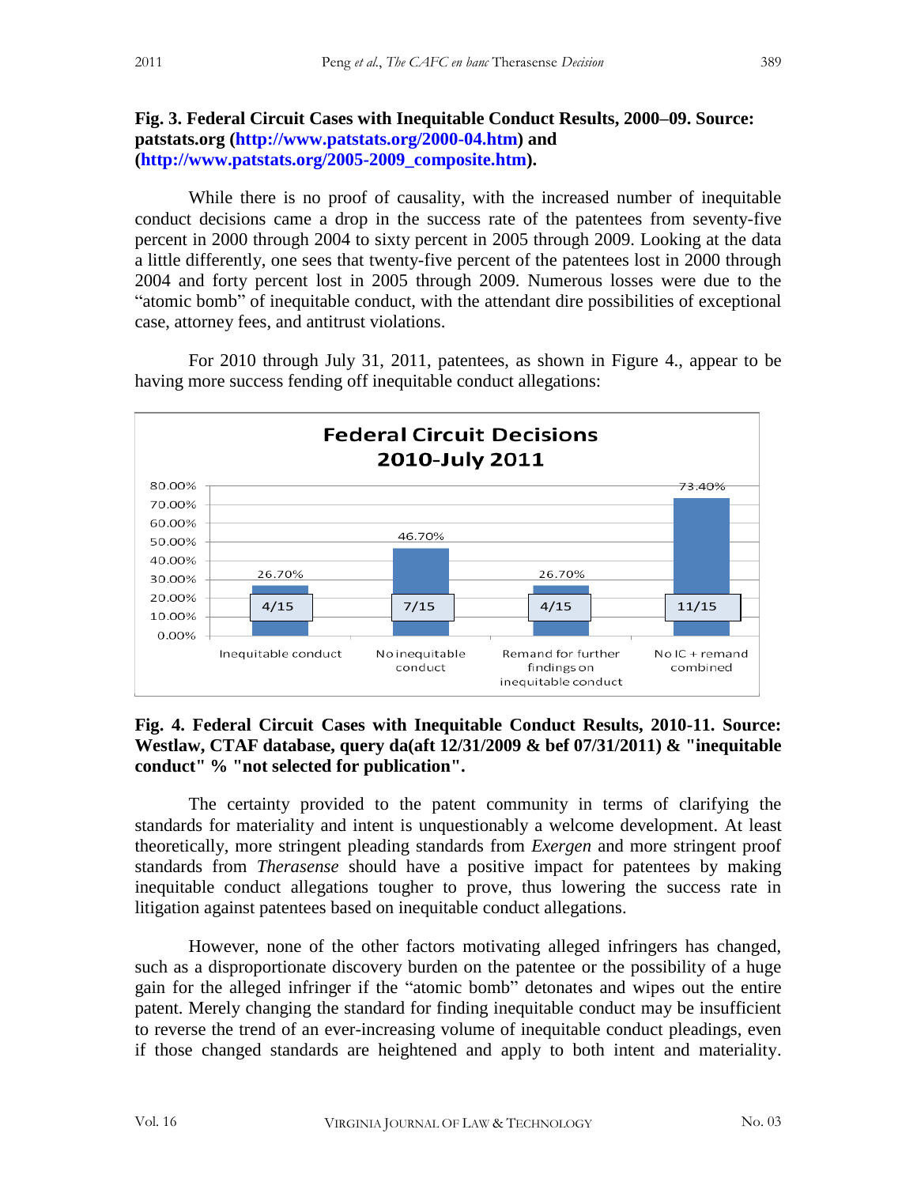**Fig. 3. Federal Circuit Cases with Inequitable Conduct Results, 2000–09. Source: patstats.org (http://www.patstats.org/2000-04.htm) and (http://www.patstats.org/2005-2009_composite.htm).**

While there is no proof of causality, with the increased number of inequitable conduct decisions came a drop in the success rate of the patentees from seventy-five percent in 2000 through 2004 to sixty percent in 2005 through 2009. Looking at the data a little differently, one sees that twenty-five percent of the patentees lost in 2000 through 2004 and forty percent lost in 2005 through 2009. Numerous losses were due to the "atomic bomb" of inequitable conduct, with the attendant dire possibilities of exceptional case, attorney fees, and antitrust violations.

For 2010 through July 31, 2011, patentees, as shown in Figure 4., appear to be having more success fending off inequitable conduct allegations:

**Federal Circuit Decisions 2010-July 2011**

| | Inequitable conduct | No inequitable conduct | Remand for further findings on inequitable conduct | No IC + remand combined |
|---|---|---|---|---|
| Percentage | 26.70% | 46.70% | 26.70% | 73.40% |
| Cases | 4/15 | 7/15 | 4/15 | 11/15 |

**Fig. 4. Federal Circuit Cases with Inequitable Conduct Results, 2010-11. Source: Westlaw, CTAF database, query da(aft 12/31/2009 & bef 07/31/2011) & "inequitable conduct" % "not selected for publication".**

The certainty provided to the patent community in terms of clarifying the standards for materiality and intent is unquestionably a welcome development. At least theoretically, more stringent pleading standards from *Exergen* and more stringent proof standards from *Therasense* should have a positive impact for patentees by making inequitable conduct allegations tougher to prove, thus lowering the success rate in litigation against patentees based on inequitable conduct allegations.

However, none of the other factors motivating alleged infringers has changed, such as a disproportionate discovery burden on the patentee or the possibility of a huge gain for the alleged infringer if the "atomic bomb" detonates and wipes out the entire patent. Merely changing the standard for finding inequitable conduct may be insufficient to reverse the trend of an ever-increasing volume of inequitable conduct pleadings, even if those changed standards are heightened and apply to both intent and materiality.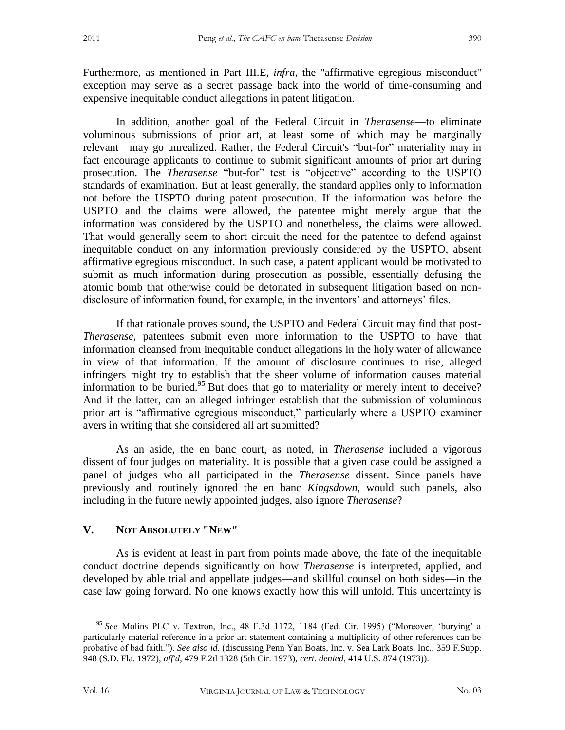Furthermore, as mentioned in Part III.E, *infra*, the "affirmative egregious misconduct" exception may serve as a secret passage back into the world of time-consuming and expensive inequitable conduct allegations in patent litigation.

In addition, another goal of the Federal Circuit in *Therasense*—to eliminate voluminous submissions of prior art, at least some of which may be marginally relevant—may go unrealized. Rather, the Federal Circuit's "but-for" materiality may in fact encourage applicants to continue to submit significant amounts of prior art during prosecution. The *Therasense* "but-for" test is "objective" according to the USPTO standards of examination. But at least generally, the standard applies only to information not before the USPTO during patent prosecution. If the information was before the USPTO and the claims were allowed, the patentee might merely argue that the information was considered by the USPTO and nonetheless, the claims were allowed. That would generally seem to short circuit the need for the patentee to defend against inequitable conduct on any information previously considered by the USPTO, absent affirmative egregious misconduct. In such case, a patent applicant would be motivated to submit as much information during prosecution as possible, essentially defusing the atomic bomb that otherwise could be detonated in subsequent litigation based on non-disclosure of information found, for example, in the inventors' and attorneys' files.

If that rationale proves sound, the USPTO and Federal Circuit may find that post-*Therasense*, patentees submit even more information to the USPTO to have that information cleansed from inequitable conduct allegations in the holy water of allowance in view of that information. If the amount of disclosure continues to rise, alleged infringers might try to establish that the sheer volume of information causes material information to be buried.[95] But does that go to materiality or merely intent to deceive? And if the latter, can an alleged infringer establish that the submission of voluminous prior art is "affirmative egregious misconduct," particularly where a USPTO examiner avers in writing that she considered all art submitted?

As an aside, the en banc court, as noted, in *Therasense* included a vigorous dissent of four judges on materiality. It is possible that a given case could be assigned a panel of judges who all participated in the *Therasense* dissent. Since panels have previously and routinely ignored the en banc *Kingsdown*, would such panels, also including in the future newly appointed judges, also ignore *Therasense*?

## V. NOT ABSOLUTELY "NEW"

As is evident at least in part from points made above, the fate of the inequitable conduct doctrine depends significantly on how *Therasense* is interpreted, applied, and developed by able trial and appellate judges—and skillful counsel on both sides—in the case law going forward. No one knows exactly how this will unfold. This uncertainty is

---

[95] *See* Molins PLC v. Textron, Inc., 48 F.3d 1172, 1184 (Fed. Cir. 1995) ("Moreover, 'burying' a particularly material reference in a prior art statement containing a multiplicity of other references can be probative of bad faith."). *See also id*. (discussing Penn Yan Boats, Inc. v. Sea Lark Boats, Inc., 359 F.Supp. 948 (S.D. Fla. 1972), *aff'd*, 479 F.2d 1328 (5th Cir. 1973), *cert. denied*, 414 U.S. 874 (1973)).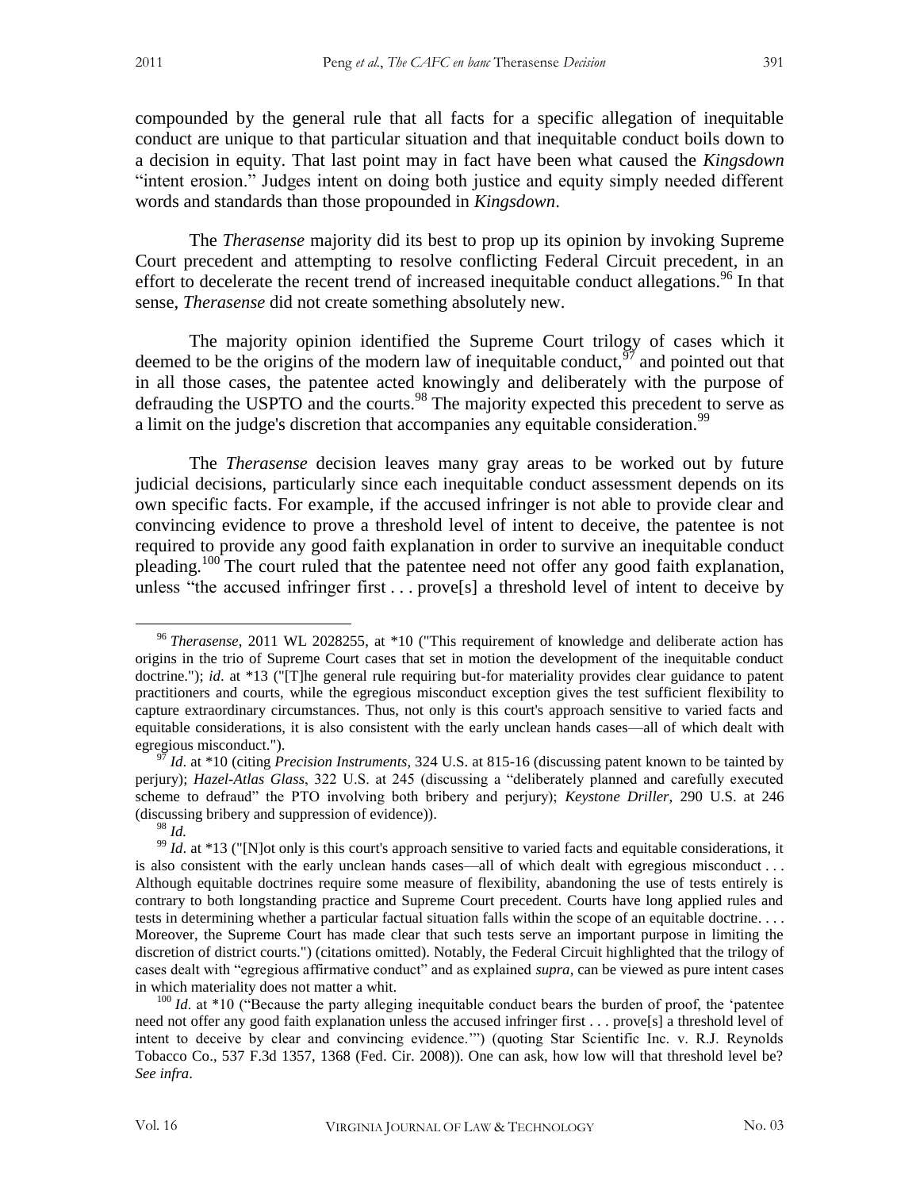compounded by the general rule that all facts for a specific allegation of inequitable conduct are unique to that particular situation and that inequitable conduct boils down to a decision in equity. That last point may in fact have been what caused the *Kingsdown* "intent erosion." Judges intent on doing both justice and equity simply needed different words and standards than those propounded in *Kingsdown*.

The *Therasense* majority did its best to prop up its opinion by invoking Supreme Court precedent and attempting to resolve conflicting Federal Circuit precedent, in an effort to decelerate the recent trend of increased inequitable conduct allegations.[96] In that sense, *Therasense* did not create something absolutely new.

The majority opinion identified the Supreme Court trilogy of cases which it deemed to be the origins of the modern law of inequitable conduct,[97] and pointed out that in all those cases, the patentee acted knowingly and deliberately with the purpose of defrauding the USPTO and the courts.[98] The majority expected this precedent to serve as a limit on the judge's discretion that accompanies any equitable consideration.[99]

The *Therasense* decision leaves many gray areas to be worked out by future judicial decisions, particularly since each inequitable conduct assessment depends on its own specific facts. For example, if the accused infringer is not able to provide clear and convincing evidence to prove a threshold level of intent to deceive, the patentee is not required to provide any good faith explanation in order to survive an inequitable conduct pleading.[100] The court ruled that the patentee need not offer any good faith explanation, unless "the accused infringer first . . . prove[s] a threshold level of intent to deceive by

---

[96] *Therasense*, 2011 WL 2028255, at *10 ("This requirement of knowledge and deliberate action has origins in the trio of Supreme Court cases that set in motion the development of the inequitable conduct doctrine."); *id*. at *13 ("[T]he general rule requiring but-for materiality provides clear guidance to patent practitioners and courts, while the egregious misconduct exception gives the test sufficient flexibility to capture extraordinary circumstances. Thus, not only is this court's approach sensitive to varied facts and equitable considerations, it is also consistent with the early unclean hands cases—all of which dealt with egregious misconduct.").

[97] *Id*. at *10 (citing *Precision Instruments*, 324 U.S. at 815-16 (discussing patent known to be tainted by perjury); *Hazel-Atlas Glass*, 322 U.S. at 245 (discussing a "deliberately planned and carefully executed scheme to defraud" the PTO involving both bribery and perjury); *Keystone Driller*, 290 U.S. at 246 (discussing bribery and suppression of evidence)).

[98] *Id.*

[99] *Id*. at *13 ("[N]ot only is this court's approach sensitive to varied facts and equitable considerations, it is also consistent with the early unclean hands cases—all of which dealt with egregious misconduct . . . Although equitable doctrines require some measure of flexibility, abandoning the use of tests entirely is contrary to both longstanding practice and Supreme Court precedent. Courts have long applied rules and tests in determining whether a particular factual situation falls within the scope of an equitable doctrine. . . . Moreover, the Supreme Court has made clear that such tests serve an important purpose in limiting the discretion of district courts.") (citations omitted). Notably, the Federal Circuit highlighted that the trilogy of cases dealt with "egregious affirmative conduct" and as explained *supra*, can be viewed as pure intent cases in which materiality does not matter a whit.

[100] *Id*. at *10 ("Because the party alleging inequitable conduct bears the burden of proof, the 'patentee need not offer any good faith explanation unless the accused infringer first . . . prove[s] a threshold level of intent to deceive by clear and convincing evidence.'") (quoting Star Scientific Inc. v. R.J. Reynolds Tobacco Co., 537 F.3d 1357, 1368 (Fed. Cir. 2008)). One can ask, how low will that threshold level be? *See infra*.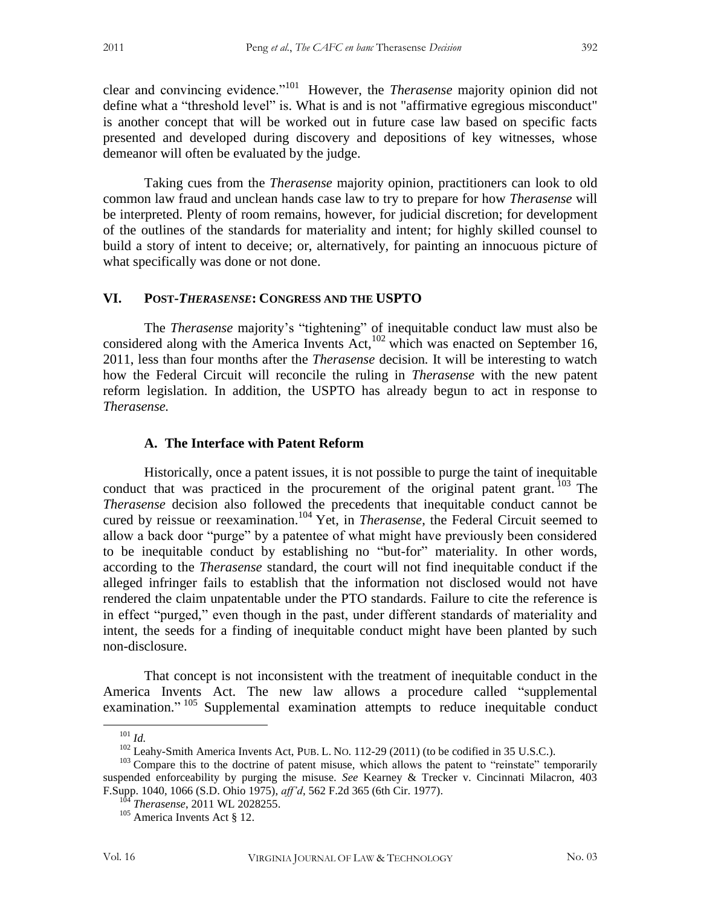clear and convincing evidence."[101] However, the *Therasense* majority opinion did not define what a "threshold level" is. What is and is not "affirmative egregious misconduct" is another concept that will be worked out in future case law based on specific facts presented and developed during discovery and depositions of key witnesses, whose demeanor will often be evaluated by the judge.

Taking cues from the *Therasense* majority opinion, practitioners can look to old common law fraud and unclean hands case law to try to prepare for how *Therasense* will be interpreted. Plenty of room remains, however, for judicial discretion; for development of the outlines of the standards for materiality and intent; for highly skilled counsel to build a story of intent to deceive; or, alternatively, for painting an innocuous picture of what specifically was done or not done.

## VI. POST-*THERASENSE*: CONGRESS AND THE USPTO

The *Therasense* majority's "tightening" of inequitable conduct law must also be considered along with the America Invents Act,[102] which was enacted on September 16, 2011, less than four months after the *Therasense* decision. It will be interesting to watch how the Federal Circuit will reconcile the ruling in *Therasense* with the new patent reform legislation. In addition, the USPTO has already begun to act in response to *Therasense.*

### A. The Interface with Patent Reform

Historically, once a patent issues, it is not possible to purge the taint of inequitable conduct that was practiced in the procurement of the original patent grant.[103] The *Therasense* decision also followed the precedents that inequitable conduct cannot be cured by reissue or reexamination.[104] Yet, in *Therasense*, the Federal Circuit seemed to allow a back door "purge" by a patentee of what might have previously been considered to be inequitable conduct by establishing no "but-for" materiality. In other words, according to the *Therasense* standard, the court will not find inequitable conduct if the alleged infringer fails to establish that the information not disclosed would not have rendered the claim unpatentable under the PTO standards. Failure to cite the reference is in effect "purged," even though in the past, under different standards of materiality and intent, the seeds for a finding of inequitable conduct might have been planted by such non-disclosure.

That concept is not inconsistent with the treatment of inequitable conduct in the America Invents Act. The new law allows a procedure called "supplemental examination."[105] Supplemental examination attempts to reduce inequitable conduct

---

[101] *Id.*

[102] Leahy-Smith America Invents Act, PUB. L. NO. 112-29 (2011) (to be codified in 35 U.S.C.).

[103] Compare this to the doctrine of patent misuse, which allows the patent to "reinstate" temporarily suspended enforceability by purging the misuse. *See* Kearney & Trecker v. Cincinnati Milacron, 403 F.Supp. 1040, 1066 (S.D. Ohio 1975), *aff'd*, 562 F.2d 365 (6th Cir. 1977).

[104] *Therasense*, 2011 WL 2028255.

[105] America Invents Act § 12.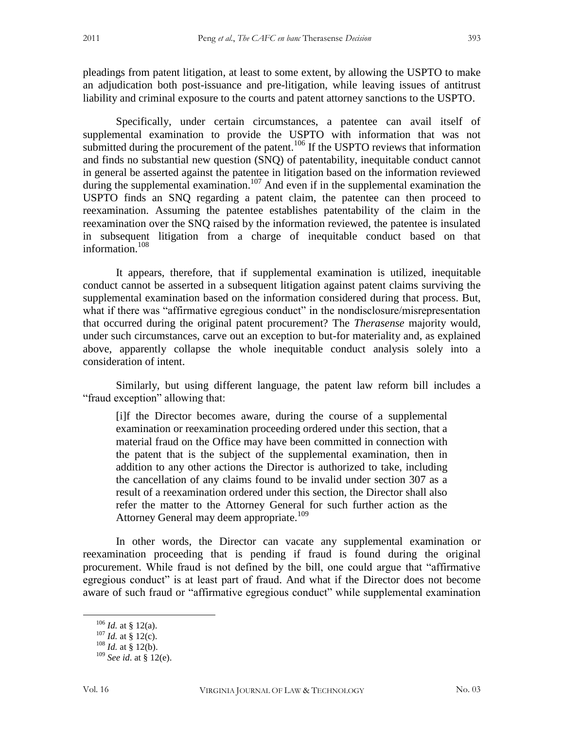pleadings from patent litigation, at least to some extent, by allowing the USPTO to make an adjudication both post-issuance and pre-litigation, while leaving issues of antitrust liability and criminal exposure to the courts and patent attorney sanctions to the USPTO.

Specifically, under certain circumstances, a patentee can avail itself of supplemental examination to provide the USPTO with information that was not submitted during the procurement of the patent.[106] If the USPTO reviews that information and finds no substantial new question (SNQ) of patentability, inequitable conduct cannot in general be asserted against the patentee in litigation based on the information reviewed during the supplemental examination.[107] And even if in the supplemental examination the USPTO finds an SNQ regarding a patent claim, the patentee can then proceed to reexamination. Assuming the patentee establishes patentability of the claim in the reexamination over the SNQ raised by the information reviewed, the patentee is insulated in subsequent litigation from a charge of inequitable conduct based on that information.[108]

It appears, therefore, that if supplemental examination is utilized, inequitable conduct cannot be asserted in a subsequent litigation against patent claims surviving the supplemental examination based on the information considered during that process. But, what if there was "affirmative egregious conduct" in the nondisclosure/misrepresentation that occurred during the original patent procurement? The *Therasense* majority would, under such circumstances, carve out an exception to but-for materiality and, as explained above, apparently collapse the whole inequitable conduct analysis solely into a consideration of intent.

Similarly, but using different language, the patent law reform bill includes a "fraud exception" allowing that:

> [i]f the Director becomes aware, during the course of a supplemental examination or reexamination proceeding ordered under this section, that a material fraud on the Office may have been committed in connection with the patent that is the subject of the supplemental examination, then in addition to any other actions the Director is authorized to take, including the cancellation of any claims found to be invalid under section 307 as a result of a reexamination ordered under this section, the Director shall also refer the matter to the Attorney General for such further action as the Attorney General may deem appropriate.[109]

In other words, the Director can vacate any supplemental examination or reexamination proceeding that is pending if fraud is found during the original procurement. While fraud is not defined by the bill, one could argue that "affirmative egregious conduct" is at least part of fraud. And what if the Director does not become aware of such fraud or "affirmative egregious conduct" while supplemental examination

---

[106] *Id.* at § 12(a).

[107] *Id.* at § 12(c).

[108] *Id.* at § 12(b).

[109] *See id.* at § 12(e).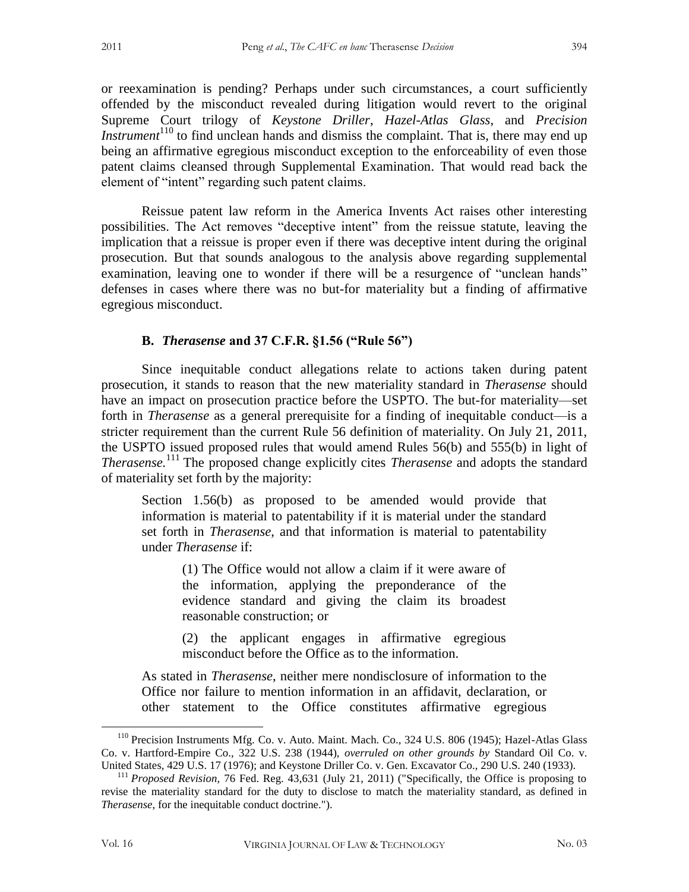or reexamination is pending? Perhaps under such circumstances, a court sufficiently offended by the misconduct revealed during litigation would revert to the original Supreme Court trilogy of *Keystone Driller*, *Hazel-Atlas Glass*, and *Precision Instrument*[110] to find unclean hands and dismiss the complaint. That is, there may end up being an affirmative egregious misconduct exception to the enforceability of even those patent claims cleansed through Supplemental Examination. That would read back the element of "intent" regarding such patent claims.

Reissue patent law reform in the America Invents Act raises other interesting possibilities. The Act removes "deceptive intent" from the reissue statute, leaving the implication that a reissue is proper even if there was deceptive intent during the original prosecution. But that sounds analogous to the analysis above regarding supplemental examination, leaving one to wonder if there will be a resurgence of "unclean hands" defenses in cases where there was no but-for materiality but a finding of affirmative egregious misconduct.

### B. *Therasense* and 37 C.F.R. §1.56 ("Rule 56")

Since inequitable conduct allegations relate to actions taken during patent prosecution, it stands to reason that the new materiality standard in *Therasense* should have an impact on prosecution practice before the USPTO. The but-for materiality—set forth in *Therasense* as a general prerequisite for a finding of inequitable conduct—is a stricter requirement than the current Rule 56 definition of materiality. On July 21, 2011, the USPTO issued proposed rules that would amend Rules 56(b) and 555(b) in light of *Therasense.*[111] The proposed change explicitly cites *Therasense* and adopts the standard of materiality set forth by the majority:

> Section 1.56(b) as proposed to be amended would provide that information is material to patentability if it is material under the standard set forth in *Therasense*, and that information is material to patentability under *Therasense* if:
>
> > (1) The Office would not allow a claim if it were aware of the information, applying the preponderance of the evidence standard and giving the claim its broadest reasonable construction; or
> >
> > (2) the applicant engages in affirmative egregious misconduct before the Office as to the information.
>
> As stated in *Therasense*, neither mere nondisclosure of information to the Office nor failure to mention information in an affidavit, declaration, or other statement to the Office constitutes affirmative egregious

---

[110] Precision Instruments Mfg. Co. v. Auto. Maint. Mach. Co., 324 U.S. 806 (1945); Hazel-Atlas Glass Co. v. Hartford-Empire Co., 322 U.S. 238 (1944), *overruled on other grounds by* Standard Oil Co. v. United States, 429 U.S. 17 (1976); and Keystone Driller Co. v. Gen. Excavator Co., 290 U.S. 240 (1933).

[111] *Proposed Revision*, 76 Fed. Reg. 43,631 (July 21, 2011) ("Specifically, the Office is proposing to revise the materiality standard for the duty to disclose to match the materiality standard, as defined in *Therasense*, for the inequitable conduct doctrine.").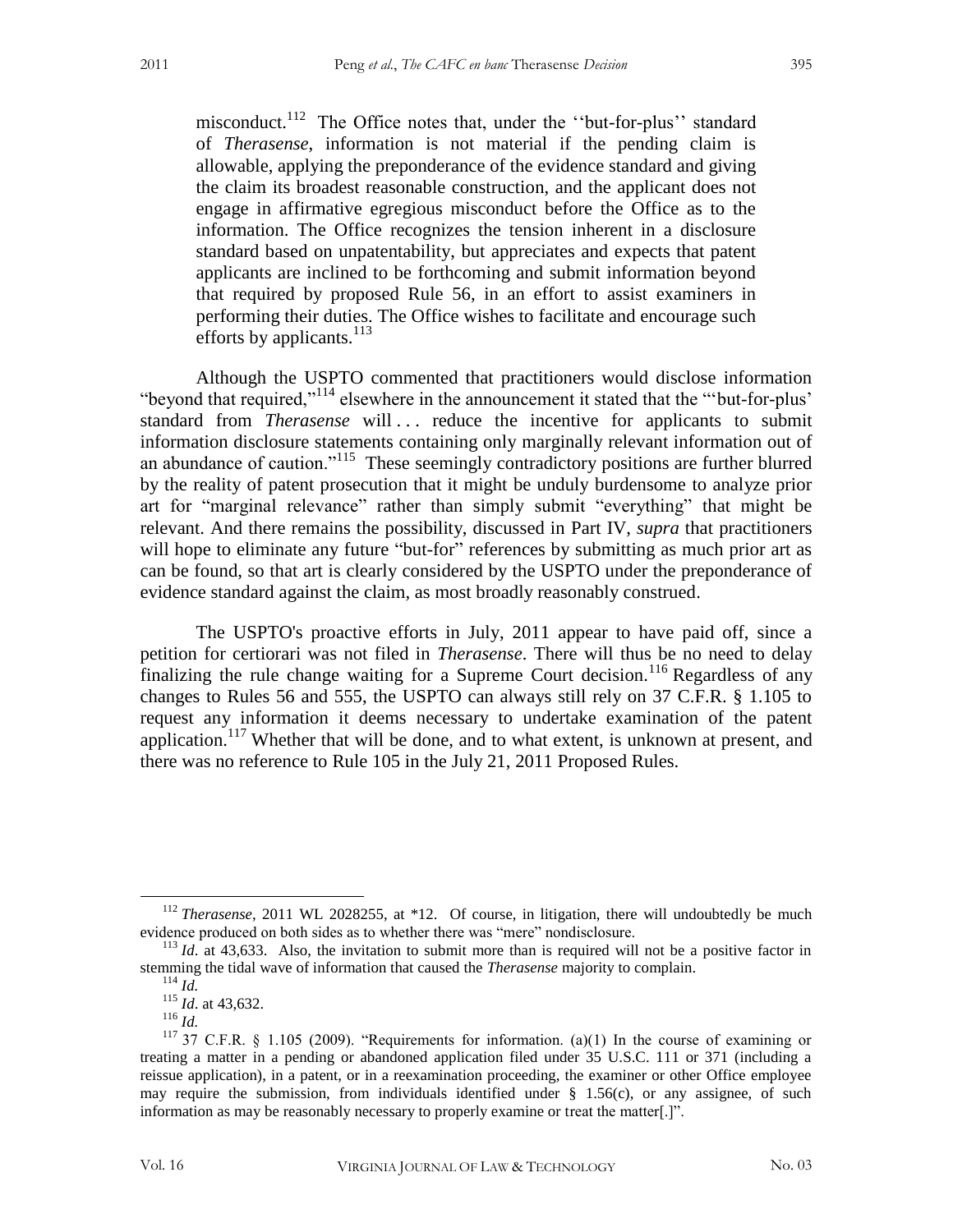misconduct.[112] The Office notes that, under the ''but-for-plus'' standard of *Therasense*, information is not material if the pending claim is allowable, applying the preponderance of the evidence standard and giving the claim its broadest reasonable construction, and the applicant does not engage in affirmative egregious misconduct before the Office as to the information. The Office recognizes the tension inherent in a disclosure standard based on unpatentability, but appreciates and expects that patent applicants are inclined to be forthcoming and submit information beyond that required by proposed Rule 56, in an effort to assist examiners in performing their duties. The Office wishes to facilitate and encourage such efforts by applicants.[113]

Although the USPTO commented that practitioners would disclose information "beyond that required,"[114] elsewhere in the announcement it stated that the "'but-for-plus' standard from *Therasense* will . . . reduce the incentive for applicants to submit information disclosure statements containing only marginally relevant information out of an abundance of caution."[115] These seemingly contradictory positions are further blurred by the reality of patent prosecution that it might be unduly burdensome to analyze prior art for "marginal relevance" rather than simply submit "everything" that might be relevant. And there remains the possibility, discussed in Part IV, *supra* that practitioners will hope to eliminate any future "but-for" references by submitting as much prior art as can be found, so that art is clearly considered by the USPTO under the preponderance of evidence standard against the claim, as most broadly reasonably construed.

The USPTO's proactive efforts in July, 2011 appear to have paid off, since a petition for certiorari was not filed in *Therasense*. There will thus be no need to delay finalizing the rule change waiting for a Supreme Court decision.[116] Regardless of any changes to Rules 56 and 555, the USPTO can always still rely on 37 C.F.R. § 1.105 to request any information it deems necessary to undertake examination of the patent application.[117] Whether that will be done, and to what extent, is unknown at present, and there was no reference to Rule 105 in the July 21, 2011 Proposed Rules.

---

[112] *Therasense*, 2011 WL 2028255, at *12. Of course, in litigation, there will undoubtedly be much evidence produced on both sides as to whether there was "mere" nondisclosure.

[113] *Id*. at 43,633. Also, the invitation to submit more than is required will not be a positive factor in stemming the tidal wave of information that caused the *Therasense* majority to complain.

[114] *Id.*

[115] *Id*. at 43,632.

[116] *Id.*

[117] 37 C.F.R. § 1.105 (2009). "Requirements for information. (a)(1) In the course of examining or treating a matter in a pending or abandoned application filed under 35 U.S.C. 111 or 371 (including a reissue application), in a patent, or in a reexamination proceeding, the examiner or other Office employee may require the submission, from individuals identified under § 1.56(c), or any assignee, of such information as may be reasonably necessary to properly examine or treat the matter[.]".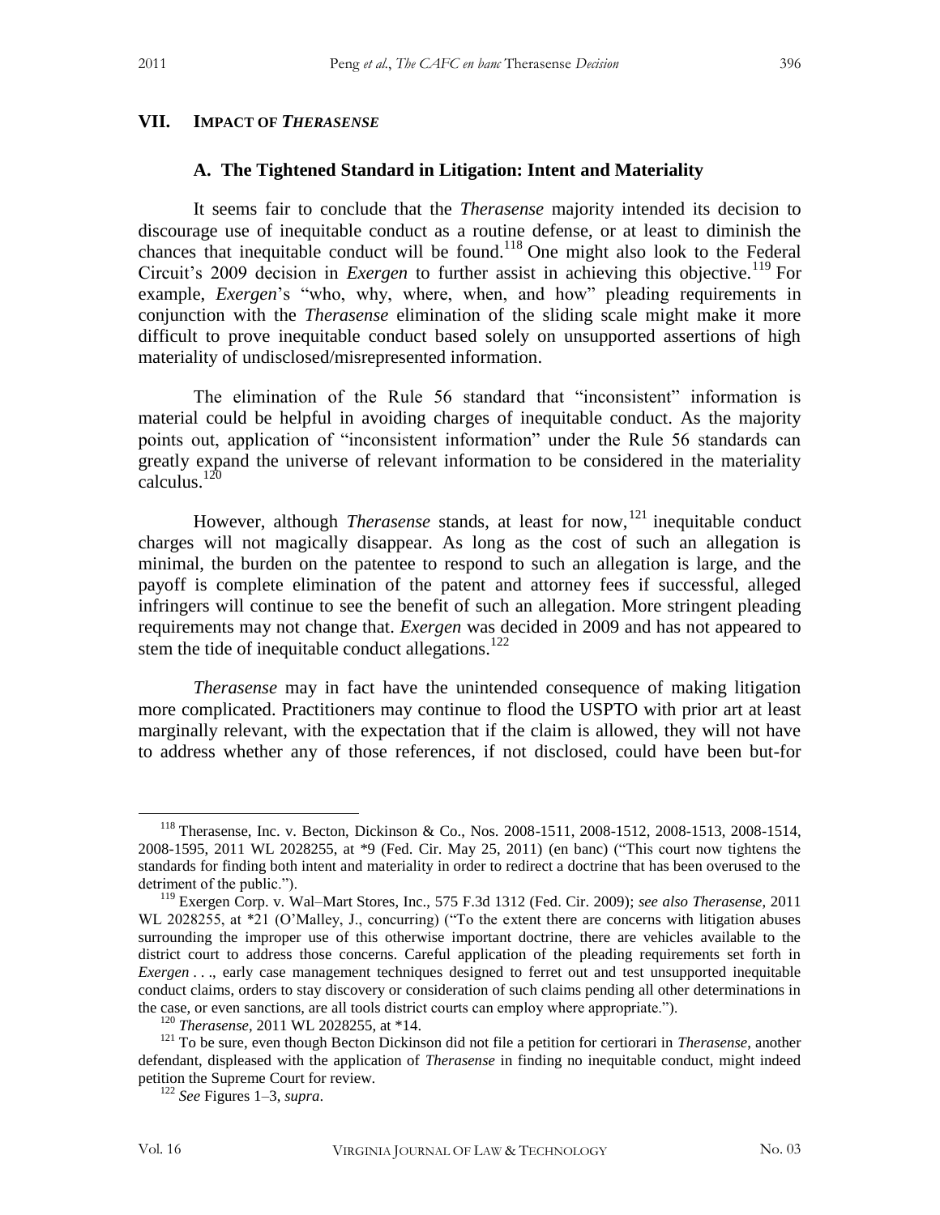## VII. IMPACT OF *THERASENSE*

### A. The Tightened Standard in Litigation: Intent and Materiality

It seems fair to conclude that the *Therasense* majority intended its decision to discourage use of inequitable conduct as a routine defense, or at least to diminish the chances that inequitable conduct will be found.[118] One might also look to the Federal Circuit's 2009 decision in *Exergen* to further assist in achieving this objective.[119] For example, *Exergen*'s "who, why, where, when, and how" pleading requirements in conjunction with the *Therasense* elimination of the sliding scale might make it more difficult to prove inequitable conduct based solely on unsupported assertions of high materiality of undisclosed/misrepresented information.

The elimination of the Rule 56 standard that "inconsistent" information is material could be helpful in avoiding charges of inequitable conduct. As the majority points out, application of "inconsistent information" under the Rule 56 standards can greatly expand the universe of relevant information to be considered in the materiality calculus.[120]

However, although *Therasense* stands, at least for now,[121] inequitable conduct charges will not magically disappear. As long as the cost of such an allegation is minimal, the burden on the patentee to respond to such an allegation is large, and the payoff is complete elimination of the patent and attorney fees if successful, alleged infringers will continue to see the benefit of such an allegation. More stringent pleading requirements may not change that. *Exergen* was decided in 2009 and has not appeared to stem the tide of inequitable conduct allegations.[122]

*Therasense* may in fact have the unintended consequence of making litigation more complicated. Practitioners may continue to flood the USPTO with prior art at least marginally relevant, with the expectation that if the claim is allowed, they will not have to address whether any of those references, if not disclosed, could have been but-for

---

[118] Therasense, Inc. v. Becton, Dickinson & Co., Nos. 2008-1511, 2008-1512, 2008-1513, 2008-1514, 2008-1595, 2011 WL 2028255, at *9 (Fed. Cir. May 25, 2011) (en banc) ("This court now tightens the standards for finding both intent and materiality in order to redirect a doctrine that has been overused to the detriment of the public.").

[119] Exergen Corp. v. Wal–Mart Stores, Inc., 575 F.3d 1312 (Fed. Cir. 2009); *see also Therasense*, 2011 WL 2028255, at *21 (O'Malley, J., concurring) ("To the extent there are concerns with litigation abuses surrounding the improper use of this otherwise important doctrine, there are vehicles available to the district court to address those concerns. Careful application of the pleading requirements set forth in *Exergen* . . ., early case management techniques designed to ferret out and test unsupported inequitable conduct claims, orders to stay discovery or consideration of such claims pending all other determinations in the case, or even sanctions, are all tools district courts can employ where appropriate.").

[120] *Therasense*, 2011 WL 2028255, at *14.

[121] To be sure, even though Becton Dickinson did not file a petition for certiorari in *Therasense*, another defendant, displeased with the application of *Therasense* in finding no inequitable conduct, might indeed petition the Supreme Court for review.

[122] *See* Figures 1–3, *supra*.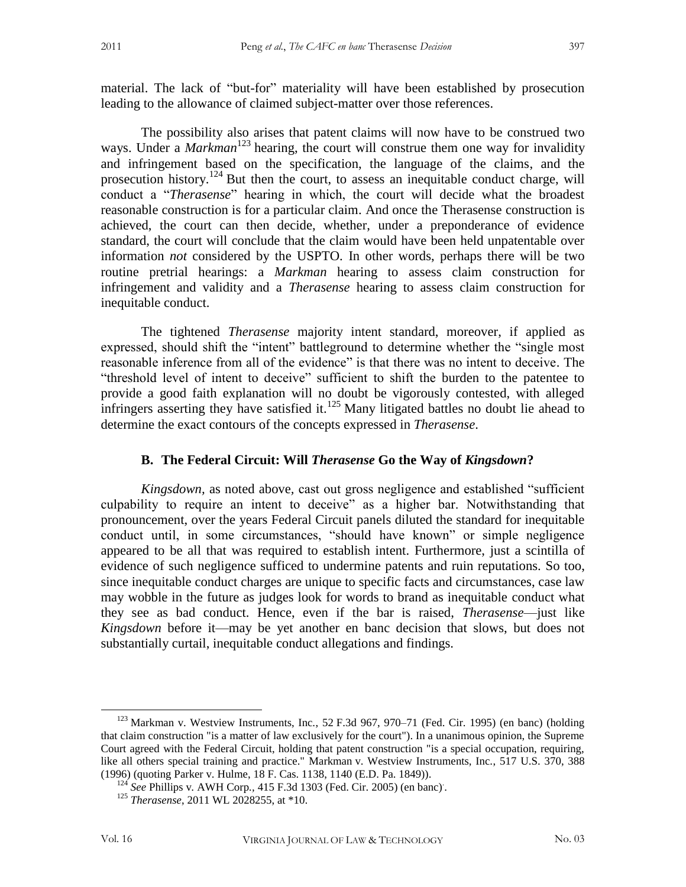material. The lack of "but-for" materiality will have been established by prosecution leading to the allowance of claimed subject-matter over those references.

The possibility also arises that patent claims will now have to be construed two ways. Under a *Markman*[123] hearing, the court will construe them one way for invalidity and infringement based on the specification, the language of the claims, and the prosecution history.[124] But then the court, to assess an inequitable conduct charge, will conduct a "*Therasense*" hearing in which, the court will decide what the broadest reasonable construction is for a particular claim. And once the Therasense construction is achieved, the court can then decide, whether, under a preponderance of evidence standard, the court will conclude that the claim would have been held unpatentable over information *not* considered by the USPTO. In other words, perhaps there will be two routine pretrial hearings: a *Markman* hearing to assess claim construction for infringement and validity and a *Therasense* hearing to assess claim construction for inequitable conduct.

The tightened *Therasense* majority intent standard, moreover, if applied as expressed, should shift the "intent" battleground to determine whether the "single most reasonable inference from all of the evidence" is that there was no intent to deceive. The "threshold level of intent to deceive" sufficient to shift the burden to the patentee to provide a good faith explanation will no doubt be vigorously contested, with alleged infringers asserting they have satisfied it.[125] Many litigated battles no doubt lie ahead to determine the exact contours of the concepts expressed in *Therasense*.

### B. The Federal Circuit: Will *Therasense* Go the Way of *Kingsdown*?

*Kingsdown,* as noted above, cast out gross negligence and established "sufficient culpability to require an intent to deceive" as a higher bar. Notwithstanding that pronouncement, over the years Federal Circuit panels diluted the standard for inequitable conduct until, in some circumstances, "should have known" or simple negligence appeared to be all that was required to establish intent. Furthermore, just a scintilla of evidence of such negligence sufficed to undermine patents and ruin reputations. So too, since inequitable conduct charges are unique to specific facts and circumstances, case law may wobble in the future as judges look for words to brand as inequitable conduct what they see as bad conduct. Hence, even if the bar is raised, *Therasense*—just like *Kingsdown* before it—may be yet another en banc decision that slows, but does not substantially curtail, inequitable conduct allegations and findings.

---

[123] Markman v. Westview Instruments, Inc., 52 F.3d 967, 970–71 (Fed. Cir. 1995) (en banc) (holding that claim construction "is a matter of law exclusively for the court"). In a unanimous opinion, the Supreme Court agreed with the Federal Circuit, holding that patent construction "is a special occupation, requiring, like all others special training and practice." Markman v. Westview Instruments, Inc., 517 U.S. 370, 388 (1996) (quoting Parker v. Hulme, 18 F. Cas. 1138, 1140 (E.D. Pa. 1849)).

[124] *See* Phillips v. AWH Corp., 415 F.3d 1303 (Fed. Cir. 2005) (en banc).

[125] *Therasense*, 2011 WL 2028255, at *10.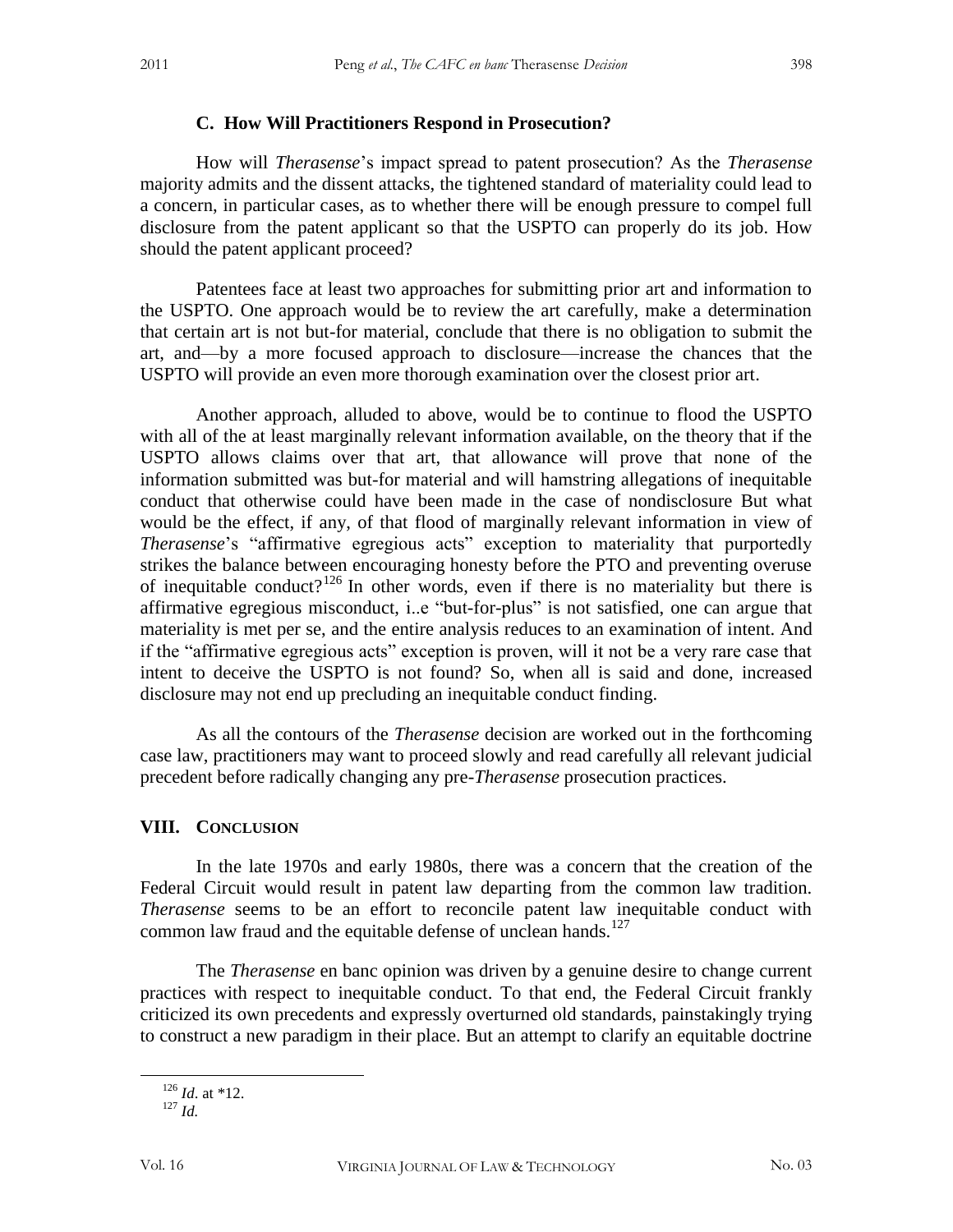### C. How Will Practitioners Respond in Prosecution?

How will *Therasense*'s impact spread to patent prosecution? As the *Therasense* majority admits and the dissent attacks, the tightened standard of materiality could lead to a concern, in particular cases, as to whether there will be enough pressure to compel full disclosure from the patent applicant so that the USPTO can properly do its job. How should the patent applicant proceed?

Patentees face at least two approaches for submitting prior art and information to the USPTO. One approach would be to review the art carefully, make a determination that certain art is not but-for material, conclude that there is no obligation to submit the art, and—by a more focused approach to disclosure—increase the chances that the USPTO will provide an even more thorough examination over the closest prior art.

Another approach, alluded to above, would be to continue to flood the USPTO with all of the at least marginally relevant information available, on the theory that if the USPTO allows claims over that art, that allowance will prove that none of the information submitted was but-for material and will hamstring allegations of inequitable conduct that otherwise could have been made in the case of nondisclosure But what would be the effect, if any, of that flood of marginally relevant information in view of *Therasense*'s "affirmative egregious acts" exception to materiality that purportedly strikes the balance between encouraging honesty before the PTO and preventing overuse of inequitable conduct?[126] In other words, even if there is no materiality but there is affirmative egregious misconduct, i..e "but-for-plus" is not satisfied, one can argue that materiality is met per se, and the entire analysis reduces to an examination of intent. And if the "affirmative egregious acts" exception is proven, will it not be a very rare case that intent to deceive the USPTO is not found? So, when all is said and done, increased disclosure may not end up precluding an inequitable conduct finding.

As all the contours of the *Therasense* decision are worked out in the forthcoming case law, practitioners may want to proceed slowly and read carefully all relevant judicial precedent before radically changing any pre-*Therasense* prosecution practices.

## VIII. Conclusion

In the late 1970s and early 1980s, there was a concern that the creation of the Federal Circuit would result in patent law departing from the common law tradition. *Therasense* seems to be an effort to reconcile patent law inequitable conduct with common law fraud and the equitable defense of unclean hands.[127]

The *Therasense* en banc opinion was driven by a genuine desire to change current practices with respect to inequitable conduct. To that end, the Federal Circuit frankly criticized its own precedents and expressly overturned old standards, painstakingly trying to construct a new paradigm in their place. But an attempt to clarify an equitable doctrine

[126] *Id*. at \*12.
[127] *Id.*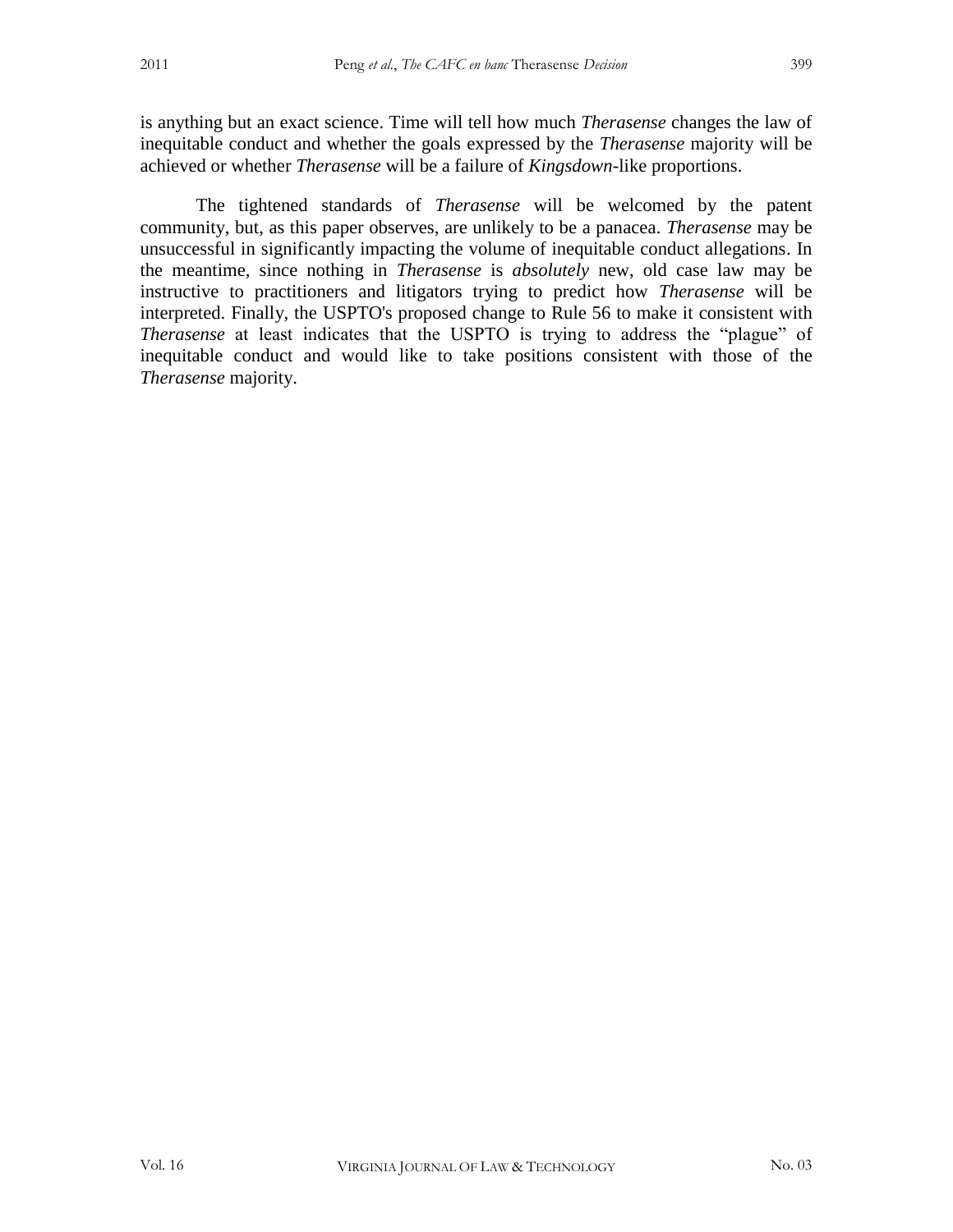is anything but an exact science. Time will tell how much *Therasense* changes the law of inequitable conduct and whether the goals expressed by the *Therasense* majority will be achieved or whether *Therasense* will be a failure of *Kingsdown*-like proportions.

The tightened standards of *Therasense* will be welcomed by the patent community, but, as this paper observes, are unlikely to be a panacea. *Therasense* may be unsuccessful in significantly impacting the volume of inequitable conduct allegations. In the meantime, since nothing in *Therasense* is *absolutely* new, old case law may be instructive to practitioners and litigators trying to predict how *Therasense* will be interpreted. Finally, the USPTO's proposed change to Rule 56 to make it consistent with *Therasense* at least indicates that the USPTO is trying to address the "plague" of inequitable conduct and would like to take positions consistent with those of the *Therasense* majority.